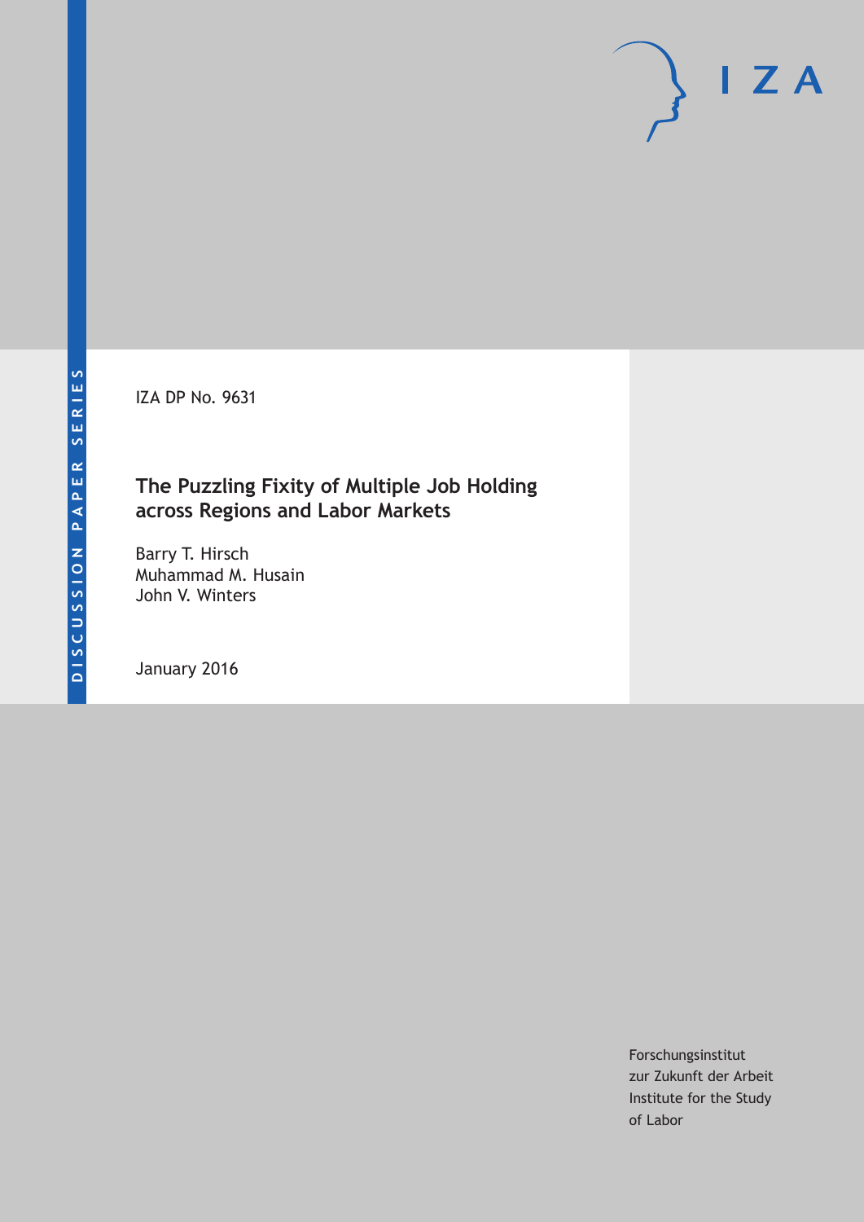DISCUSSION PAPER SERIES

IZA

IZA DP No. 9631

# The Puzzling Fixity of Multiple Job Holding across Regions and Labor Markets

Barry T. Hirsch
Muhammad M. Husain
John V. Winters

January 2016

Forschungsinstitut
zur Zukunft der Arbeit
Institute for the Study
of Labor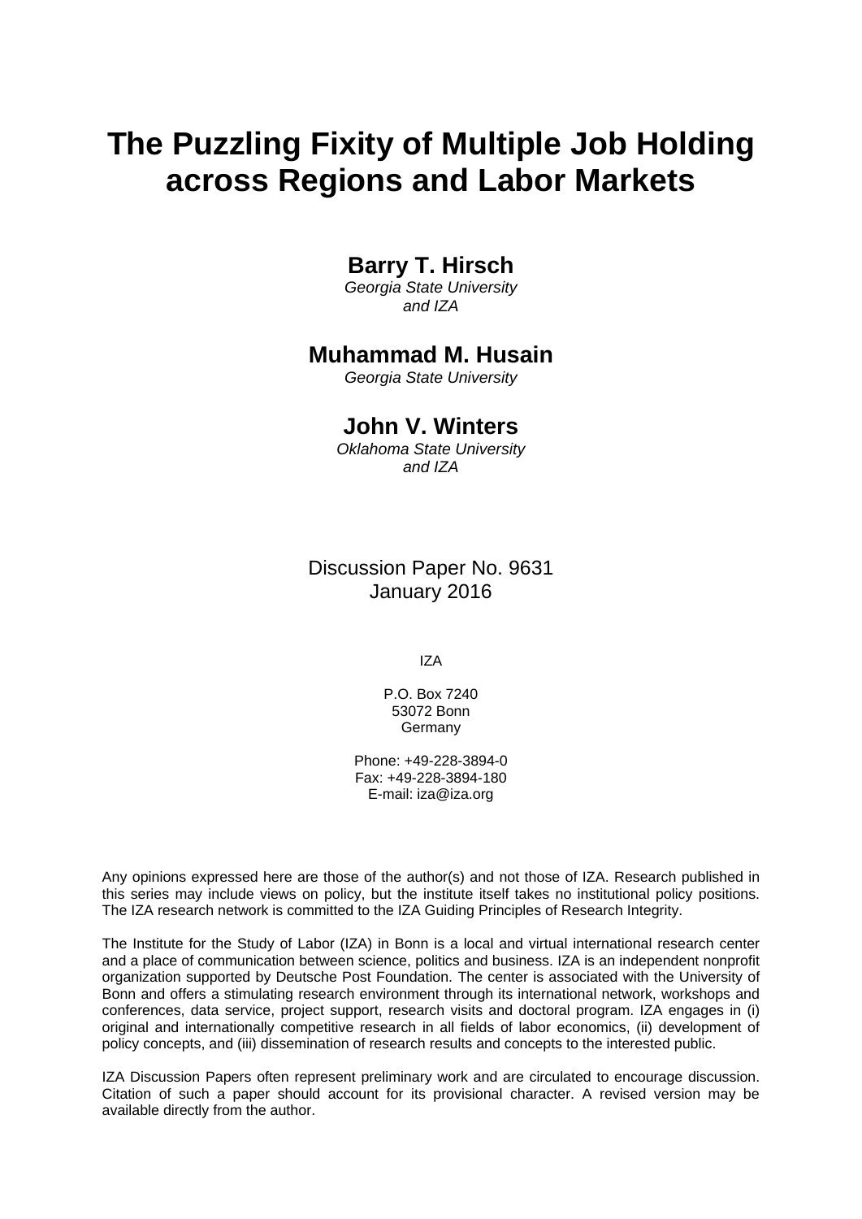# The Puzzling Fixity of Multiple Job Holding across Regions and Labor Markets

**Barry T. Hirsch**

*Georgia State University and IZA*

**Muhammad M. Husain**

*Georgia State University*

**John V. Winters**

*Oklahoma State University and IZA*

Discussion Paper No. 9631
January 2016

IZA

P.O. Box 7240
53072 Bonn
Germany

Phone: +49-228-3894-0
Fax: +49-228-3894-180
E-mail: iza@iza.org

Any opinions expressed here are those of the author(s) and not those of IZA. Research published in this series may include views on policy, but the institute itself takes no institutional policy positions. The IZA research network is committed to the IZA Guiding Principles of Research Integrity.

The Institute for the Study of Labor (IZA) in Bonn is a local and virtual international research center and a place of communication between science, politics and business. IZA is an independent nonprofit organization supported by Deutsche Post Foundation. The center is associated with the University of Bonn and offers a stimulating research environment through its international network, workshops and conferences, data service, project support, research visits and doctoral program. IZA engages in (i) original and internationally competitive research in all fields of labor economics, (ii) development of policy concepts, and (iii) dissemination of research results and concepts to the interested public.

IZA Discussion Papers often represent preliminary work and are circulated to encourage discussion. Citation of such a paper should account for its provisional character. A revised version may be available directly from the author.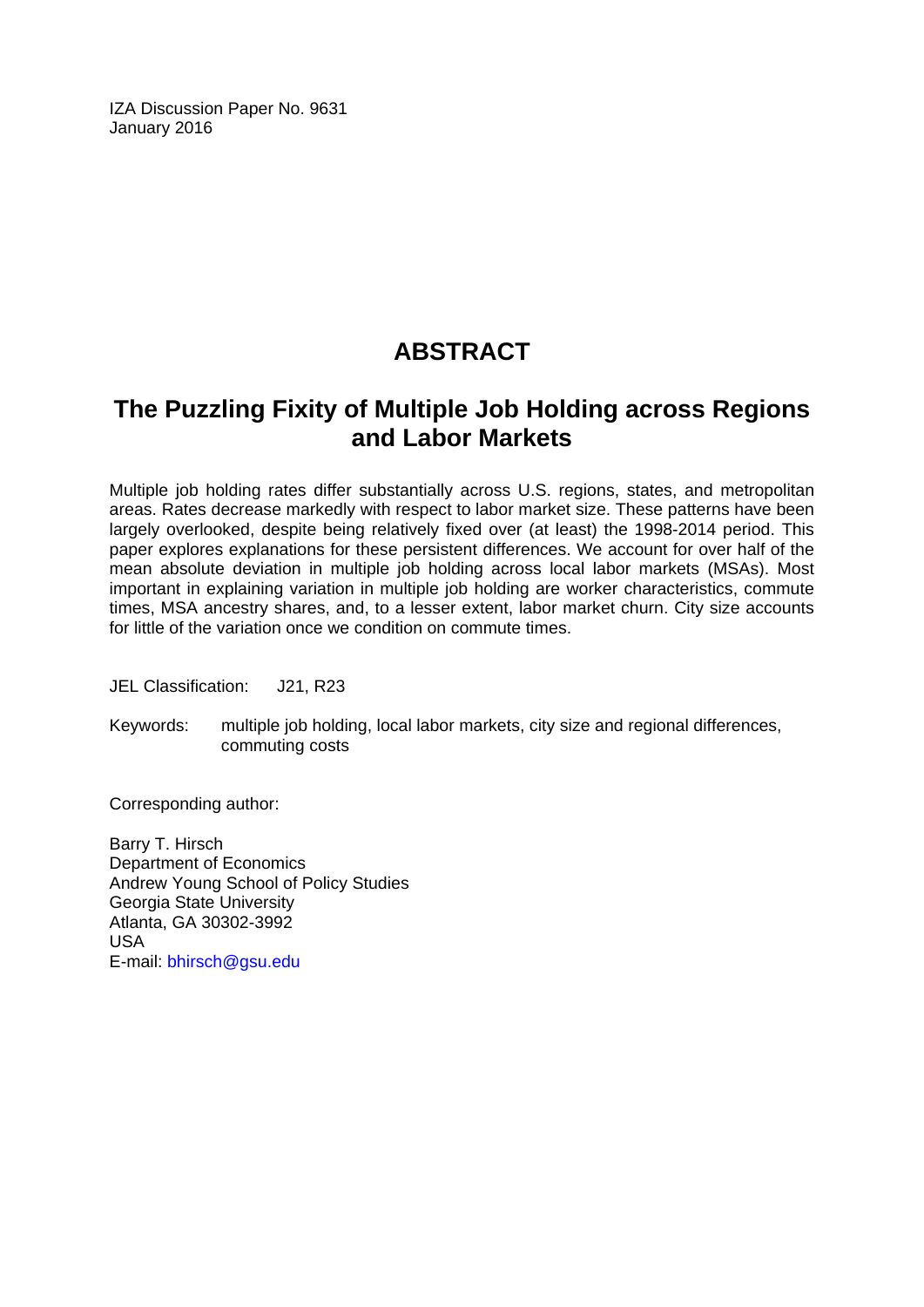IZA Discussion Paper No. 9631
January 2016

# ABSTRACT

## The Puzzling Fixity of Multiple Job Holding across Regions and Labor Markets

Multiple job holding rates differ substantially across U.S. regions, states, and metropolitan areas. Rates decrease markedly with respect to labor market size. These patterns have been largely overlooked, despite being relatively fixed over (at least) the 1998-2014 period. This paper explores explanations for these persistent differences. We account for over half of the mean absolute deviation in multiple job holding across local labor markets (MSAs). Most important in explaining variation in multiple job holding are worker characteristics, commute times, MSA ancestry shares, and, to a lesser extent, labor market churn. City size accounts for little of the variation once we condition on commute times.

JEL Classification: J21, R23

Keywords: multiple job holding, local labor markets, city size and regional differences, commuting costs

Corresponding author:

Barry T. Hirsch
Department of Economics
Andrew Young School of Policy Studies
Georgia State University
Atlanta, GA 30302-3992
USA
E-mail: bhirsch@gsu.edu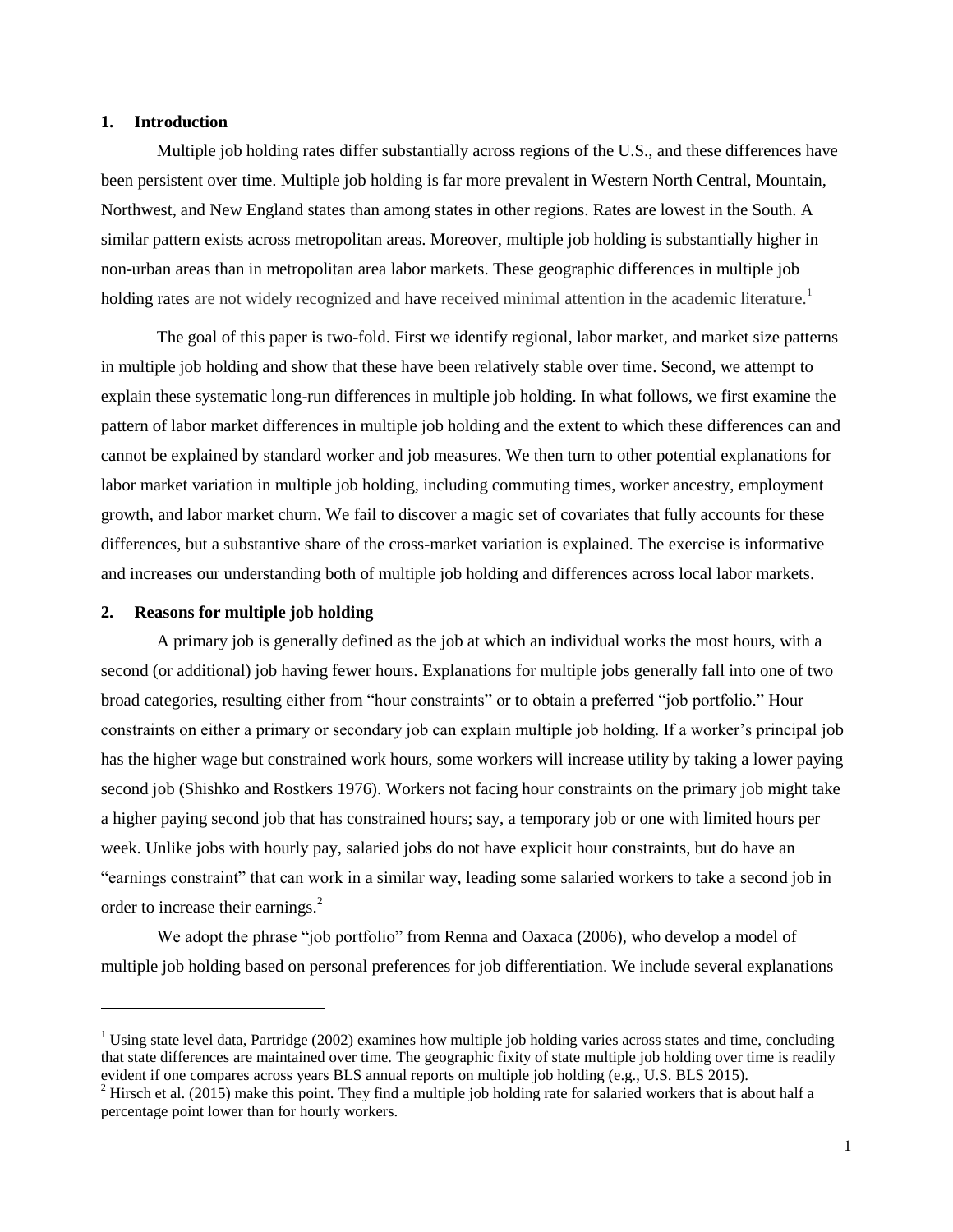## 1. Introduction

Multiple job holding rates differ substantially across regions of the U.S., and these differences have been persistent over time. Multiple job holding is far more prevalent in Western North Central, Mountain, Northwest, and New England states than among states in other regions. Rates are lowest in the South. A similar pattern exists across metropolitan areas. Moreover, multiple job holding is substantially higher in non-urban areas than in metropolitan area labor markets. These geographic differences in multiple job holding rates are not widely recognized and have received minimal attention in the academic literature.[1]

The goal of this paper is two-fold. First we identify regional, labor market, and market size patterns in multiple job holding and show that these have been relatively stable over time. Second, we attempt to explain these systematic long-run differences in multiple job holding. In what follows, we first examine the pattern of labor market differences in multiple job holding and the extent to which these differences can and cannot be explained by standard worker and job measures. We then turn to other potential explanations for labor market variation in multiple job holding, including commuting times, worker ancestry, employment growth, and labor market churn. We fail to discover a magic set of covariates that fully accounts for these differences, but a substantive share of the cross-market variation is explained. The exercise is informative and increases our understanding both of multiple job holding and differences across local labor markets.

## 2. Reasons for multiple job holding

A primary job is generally defined as the job at which an individual works the most hours, with a second (or additional) job having fewer hours. Explanations for multiple jobs generally fall into one of two broad categories, resulting either from "hour constraints" or to obtain a preferred "job portfolio." Hour constraints on either a primary or secondary job can explain multiple job holding. If a worker's principal job has the higher wage but constrained work hours, some workers will increase utility by taking a lower paying second job (Shishko and Rostkers 1976). Workers not facing hour constraints on the primary job might take a higher paying second job that has constrained hours; say, a temporary job or one with limited hours per week. Unlike jobs with hourly pay, salaried jobs do not have explicit hour constraints, but do have an "earnings constraint" that can work in a similar way, leading some salaried workers to take a second job in order to increase their earnings.[2]

We adopt the phrase "job portfolio" from Renna and Oaxaca (2006), who develop a model of multiple job holding based on personal preferences for job differentiation. We include several explanations

---

[1] Using state level data, Partridge (2002) examines how multiple job holding varies across states and time, concluding that state differences are maintained over time. The geographic fixity of state multiple job holding over time is readily evident if one compares across years BLS annual reports on multiple job holding (e.g., U.S. BLS 2015).

[2] Hirsch et al. (2015) make this point. They find a multiple job holding rate for salaried workers that is about half a percentage point lower than for hourly workers.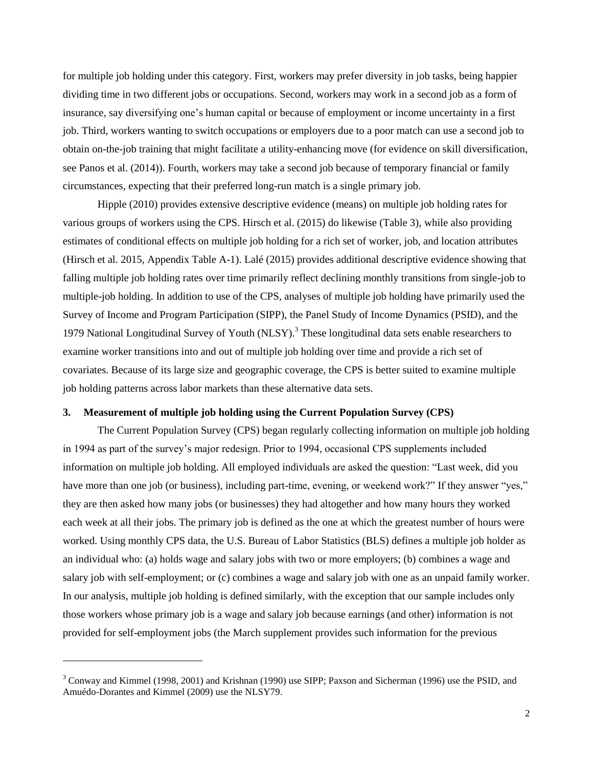for multiple job holding under this category. First, workers may prefer diversity in job tasks, being happier dividing time in two different jobs or occupations. Second, workers may work in a second job as a form of insurance, say diversifying one's human capital or because of employment or income uncertainty in a first job. Third, workers wanting to switch occupations or employers due to a poor match can use a second job to obtain on-the-job training that might facilitate a utility-enhancing move (for evidence on skill diversification, see Panos et al. (2014)). Fourth, workers may take a second job because of temporary financial or family circumstances, expecting that their preferred long-run match is a single primary job.

Hipple (2010) provides extensive descriptive evidence (means) on multiple job holding rates for various groups of workers using the CPS. Hirsch et al. (2015) do likewise (Table 3), while also providing estimates of conditional effects on multiple job holding for a rich set of worker, job, and location attributes (Hirsch et al. 2015, Appendix Table A-1). Lalé (2015) provides additional descriptive evidence showing that falling multiple job holding rates over time primarily reflect declining monthly transitions from single-job to multiple-job holding. In addition to use of the CPS, analyses of multiple job holding have primarily used the Survey of Income and Program Participation (SIPP), the Panel Study of Income Dynamics (PSID), and the 1979 National Longitudinal Survey of Youth (NLSY).[3] These longitudinal data sets enable researchers to examine worker transitions into and out of multiple job holding over time and provide a rich set of covariates. Because of its large size and geographic coverage, the CPS is better suited to examine multiple job holding patterns across labor markets than these alternative data sets.

## 3. Measurement of multiple job holding using the Current Population Survey (CPS)

The Current Population Survey (CPS) began regularly collecting information on multiple job holding in 1994 as part of the survey's major redesign. Prior to 1994, occasional CPS supplements included information on multiple job holding. All employed individuals are asked the question: "Last week, did you have more than one job (or business), including part-time, evening, or weekend work?" If they answer "yes," they are then asked how many jobs (or businesses) they had altogether and how many hours they worked each week at all their jobs. The primary job is defined as the one at which the greatest number of hours were worked. Using monthly CPS data, the U.S. Bureau of Labor Statistics (BLS) defines a multiple job holder as an individual who: (a) holds wage and salary jobs with two or more employers; (b) combines a wage and salary job with self-employment; or (c) combines a wage and salary job with one as an unpaid family worker. In our analysis, multiple job holding is defined similarly, with the exception that our sample includes only those workers whose primary job is a wage and salary job because earnings (and other) information is not provided for self-employment jobs (the March supplement provides such information for the previous

[3] Conway and Kimmel (1998, 2001) and Krishnan (1990) use SIPP; Paxson and Sicherman (1996) use the PSID, and Amuédo-Dorantes and Kimmel (2009) use the NLSY79.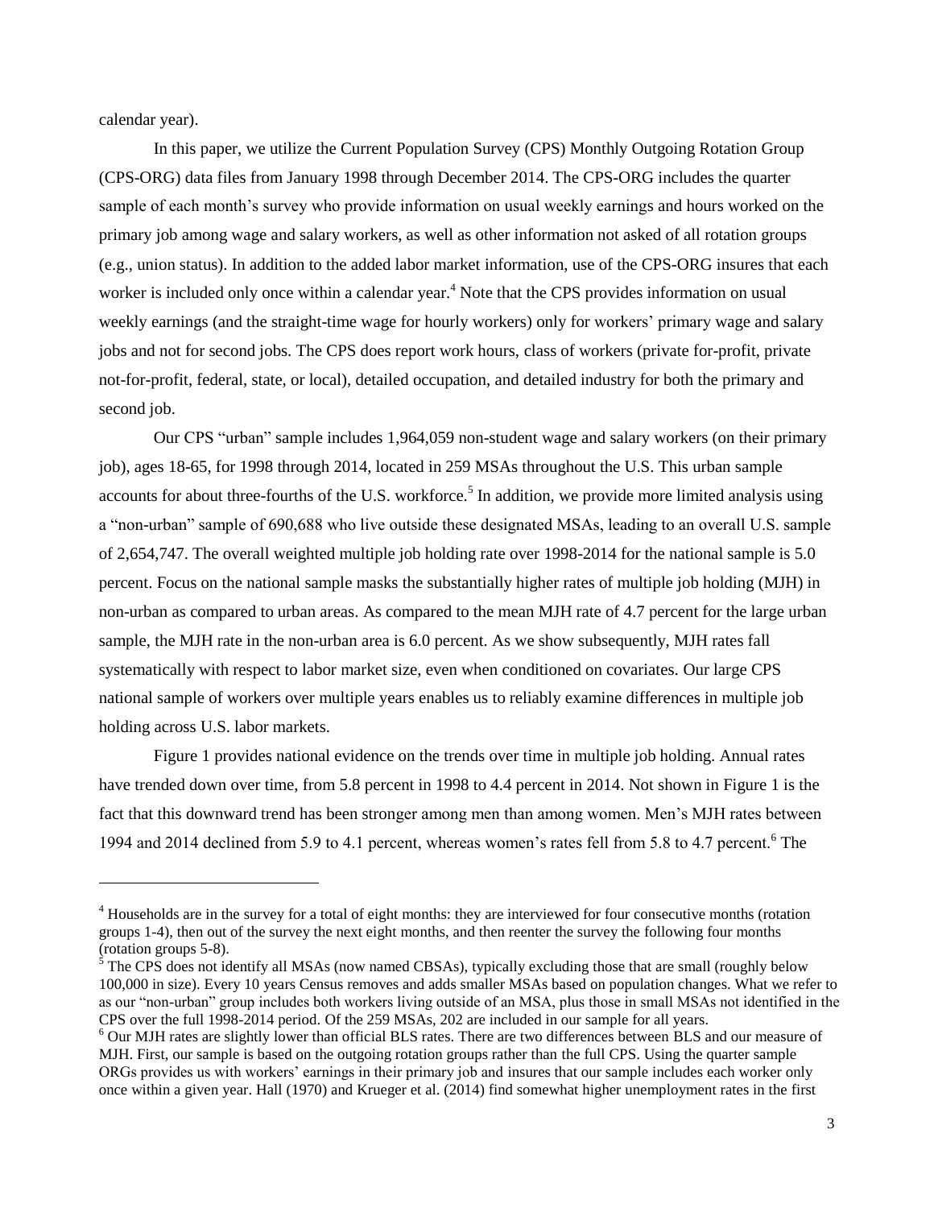calendar year).

In this paper, we utilize the Current Population Survey (CPS) Monthly Outgoing Rotation Group (CPS-ORG) data files from January 1998 through December 2014. The CPS-ORG includes the quarter sample of each month's survey who provide information on usual weekly earnings and hours worked on the primary job among wage and salary workers, as well as other information not asked of all rotation groups (e.g., union status). In addition to the added labor market information, use of the CPS-ORG insures that each worker is included only once within a calendar year.[4] Note that the CPS provides information on usual weekly earnings (and the straight-time wage for hourly workers) only for workers' primary wage and salary jobs and not for second jobs. The CPS does report work hours, class of workers (private for-profit, private not-for-profit, federal, state, or local), detailed occupation, and detailed industry for both the primary and second job.

Our CPS "urban" sample includes 1,964,059 non-student wage and salary workers (on their primary job), ages 18-65, for 1998 through 2014, located in 259 MSAs throughout the U.S. This urban sample accounts for about three-fourths of the U.S. workforce.[5] In addition, we provide more limited analysis using a "non-urban" sample of 690,688 who live outside these designated MSAs, leading to an overall U.S. sample of 2,654,747. The overall weighted multiple job holding rate over 1998-2014 for the national sample is 5.0 percent. Focus on the national sample masks the substantially higher rates of multiple job holding (MJH) in non-urban as compared to urban areas. As compared to the mean MJH rate of 4.7 percent for the large urban sample, the MJH rate in the non-urban area is 6.0 percent. As we show subsequently, MJH rates fall systematically with respect to labor market size, even when conditioned on covariates. Our large CPS national sample of workers over multiple years enables us to reliably examine differences in multiple job holding across U.S. labor markets.

Figure 1 provides national evidence on the trends over time in multiple job holding. Annual rates have trended down over time, from 5.8 percent in 1998 to 4.4 percent in 2014. Not shown in Figure 1 is the fact that this downward trend has been stronger among men than among women. Men's MJH rates between 1994 and 2014 declined from 5.9 to 4.1 percent, whereas women's rates fell from 5.8 to 4.7 percent.[6] The

---

[4] Households are in the survey for a total of eight months: they are interviewed for four consecutive months (rotation groups 1-4), then out of the survey the next eight months, and then reenter the survey the following four months (rotation groups 5-8).

[5] The CPS does not identify all MSAs (now named CBSAs), typically excluding those that are small (roughly below 100,000 in size). Every 10 years Census removes and adds smaller MSAs based on population changes. What we refer to as our "non-urban" group includes both workers living outside of an MSA, plus those in small MSAs not identified in the CPS over the full 1998-2014 period. Of the 259 MSAs, 202 are included in our sample for all years.

[6] Our MJH rates are slightly lower than official BLS rates. There are two differences between BLS and our measure of MJH. First, our sample is based on the outgoing rotation groups rather than the full CPS. Using the quarter sample ORGs provides us with workers' earnings in their primary job and insures that our sample includes each worker only once within a given year. Hall (1970) and Krueger et al. (2014) find somewhat higher unemployment rates in the first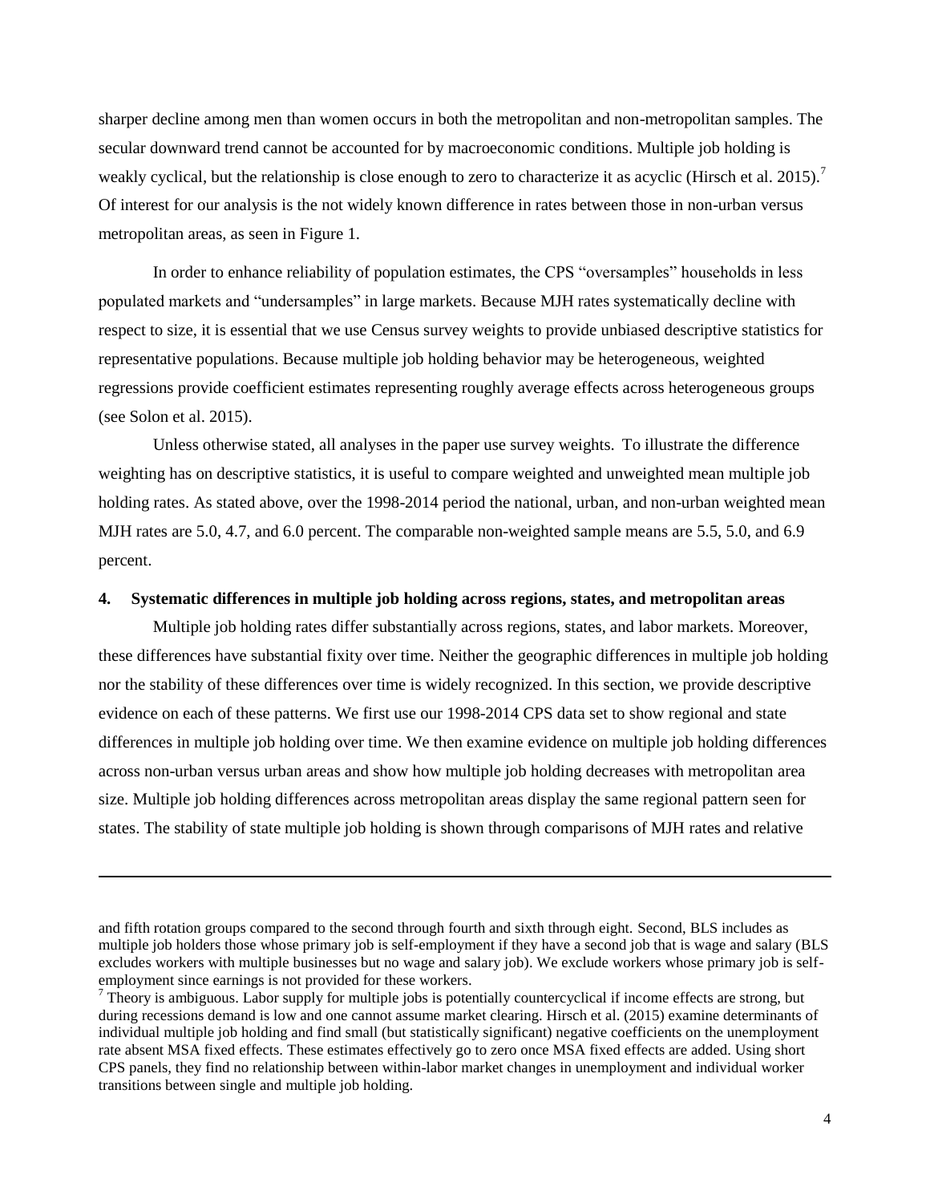sharper decline among men than women occurs in both the metropolitan and non-metropolitan samples. The secular downward trend cannot be accounted for by macroeconomic conditions. Multiple job holding is weakly cyclical, but the relationship is close enough to zero to characterize it as acyclic (Hirsch et al. 2015).[7] Of interest for our analysis is the not widely known difference in rates between those in non-urban versus metropolitan areas, as seen in Figure 1.

In order to enhance reliability of population estimates, the CPS "oversamples" households in less populated markets and "undersamples" in large markets. Because MJH rates systematically decline with respect to size, it is essential that we use Census survey weights to provide unbiased descriptive statistics for representative populations. Because multiple job holding behavior may be heterogeneous, weighted regressions provide coefficient estimates representing roughly average effects across heterogeneous groups (see Solon et al. 2015).

Unless otherwise stated, all analyses in the paper use survey weights. To illustrate the difference weighting has on descriptive statistics, it is useful to compare weighted and unweighted mean multiple job holding rates. As stated above, over the 1998-2014 period the national, urban, and non-urban weighted mean MJH rates are 5.0, 4.7, and 6.0 percent. The comparable non-weighted sample means are 5.5, 5.0, and 6.9 percent.

## 4. Systematic differences in multiple job holding across regions, states, and metropolitan areas

Multiple job holding rates differ substantially across regions, states, and labor markets. Moreover, these differences have substantial fixity over time. Neither the geographic differences in multiple job holding nor the stability of these differences over time is widely recognized. In this section, we provide descriptive evidence on each of these patterns. We first use our 1998-2014 CPS data set to show regional and state differences in multiple job holding over time. We then examine evidence on multiple job holding differences across non-urban versus urban areas and show how multiple job holding decreases with metropolitan area size. Multiple job holding differences across metropolitan areas display the same regional pattern seen for states. The stability of state multiple job holding is shown through comparisons of MJH rates and relative

---

and fifth rotation groups compared to the second through fourth and sixth through eight. Second, BLS includes as multiple job holders those whose primary job is self-employment if they have a second job that is wage and salary (BLS excludes workers with multiple businesses but no wage and salary job). We exclude workers whose primary job is self-employment since earnings is not provided for these workers.

[7] Theory is ambiguous. Labor supply for multiple jobs is potentially countercyclical if income effects are strong, but during recessions demand is low and one cannot assume market clearing. Hirsch et al. (2015) examine determinants of individual multiple job holding and find small (but statistically significant) negative coefficients on the unemployment rate absent MSA fixed effects. These estimates effectively go to zero once MSA fixed effects are added. Using short CPS panels, they find no relationship between within-labor market changes in unemployment and individual worker transitions between single and multiple job holding.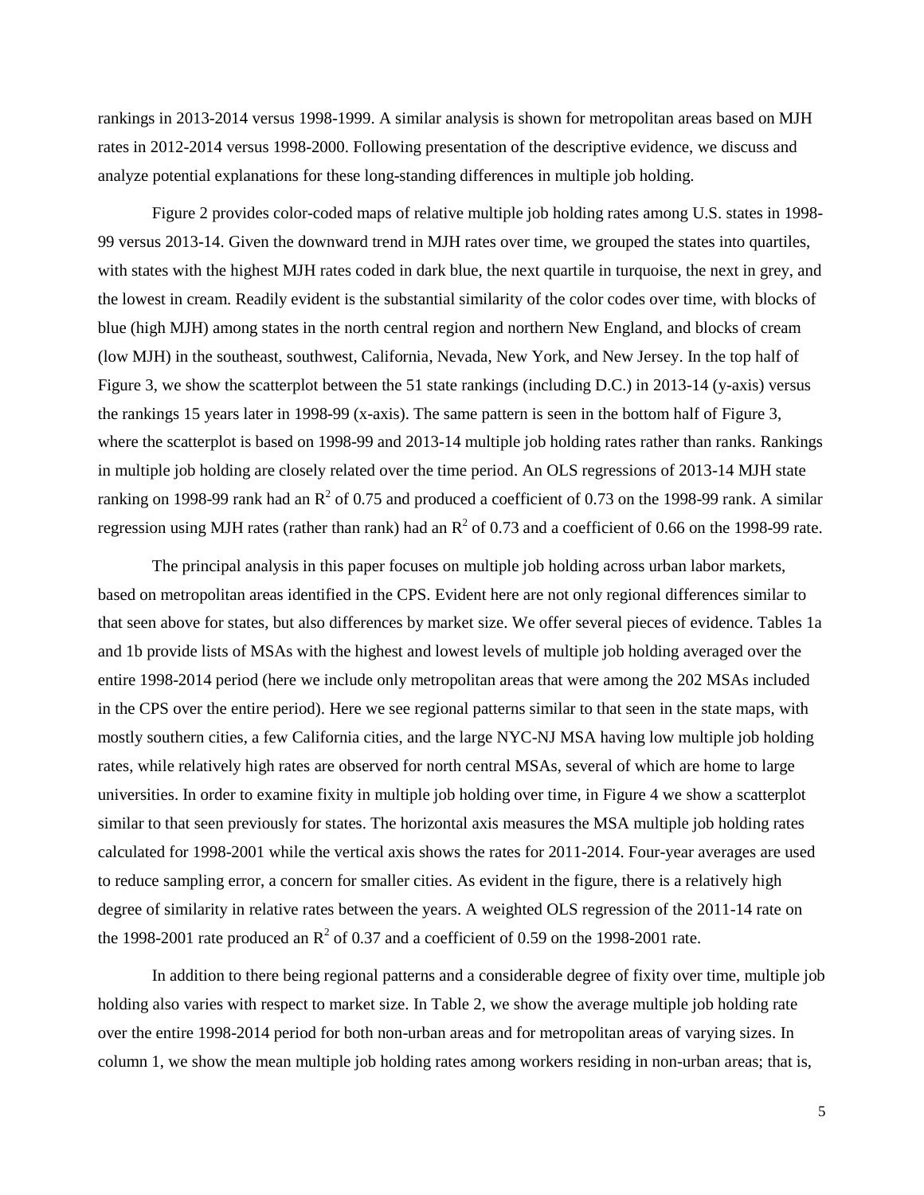rankings in 2013-2014 versus 1998-1999. A similar analysis is shown for metropolitan areas based on MJH rates in 2012-2014 versus 1998-2000. Following presentation of the descriptive evidence, we discuss and analyze potential explanations for these long-standing differences in multiple job holding.

Figure 2 provides color-coded maps of relative multiple job holding rates among U.S. states in 1998-99 versus 2013-14. Given the downward trend in MJH rates over time, we grouped the states into quartiles, with states with the highest MJH rates coded in dark blue, the next quartile in turquoise, the next in grey, and the lowest in cream. Readily evident is the substantial similarity of the color codes over time, with blocks of blue (high MJH) among states in the north central region and northern New England, and blocks of cream (low MJH) in the southeast, southwest, California, Nevada, New York, and New Jersey. In the top half of Figure 3, we show the scatterplot between the 51 state rankings (including D.C.) in 2013-14 (y-axis) versus the rankings 15 years later in 1998-99 (x-axis). The same pattern is seen in the bottom half of Figure 3, where the scatterplot is based on 1998-99 and 2013-14 multiple job holding rates rather than ranks. Rankings in multiple job holding are closely related over the time period. An OLS regressions of 2013-14 MJH state ranking on 1998-99 rank had an $R^2$ of 0.75 and produced a coefficient of 0.73 on the 1998-99 rank. A similar regression using MJH rates (rather than rank) had an $R^2$ of 0.73 and a coefficient of 0.66 on the 1998-99 rate.

The principal analysis in this paper focuses on multiple job holding across urban labor markets, based on metropolitan areas identified in the CPS. Evident here are not only regional differences similar to that seen above for states, but also differences by market size. We offer several pieces of evidence. Tables 1a and 1b provide lists of MSAs with the highest and lowest levels of multiple job holding averaged over the entire 1998-2014 period (here we include only metropolitan areas that were among the 202 MSAs included in the CPS over the entire period). Here we see regional patterns similar to that seen in the state maps, with mostly southern cities, a few California cities, and the large NYC-NJ MSA having low multiple job holding rates, while relatively high rates are observed for north central MSAs, several of which are home to large universities. In order to examine fixity in multiple job holding over time, in Figure 4 we show a scatterplot similar to that seen previously for states. The horizontal axis measures the MSA multiple job holding rates calculated for 1998-2001 while the vertical axis shows the rates for 2011-2014. Four-year averages are used to reduce sampling error, a concern for smaller cities. As evident in the figure, there is a relatively high degree of similarity in relative rates between the years. A weighted OLS regression of the 2011-14 rate on the 1998-2001 rate produced an $R^2$ of 0.37 and a coefficient of 0.59 on the 1998-2001 rate.

In addition to there being regional patterns and a considerable degree of fixity over time, multiple job holding also varies with respect to market size. In Table 2, we show the average multiple job holding rate over the entire 1998-2014 period for both non-urban areas and for metropolitan areas of varying sizes. In column 1, we show the mean multiple job holding rates among workers residing in non-urban areas; that is,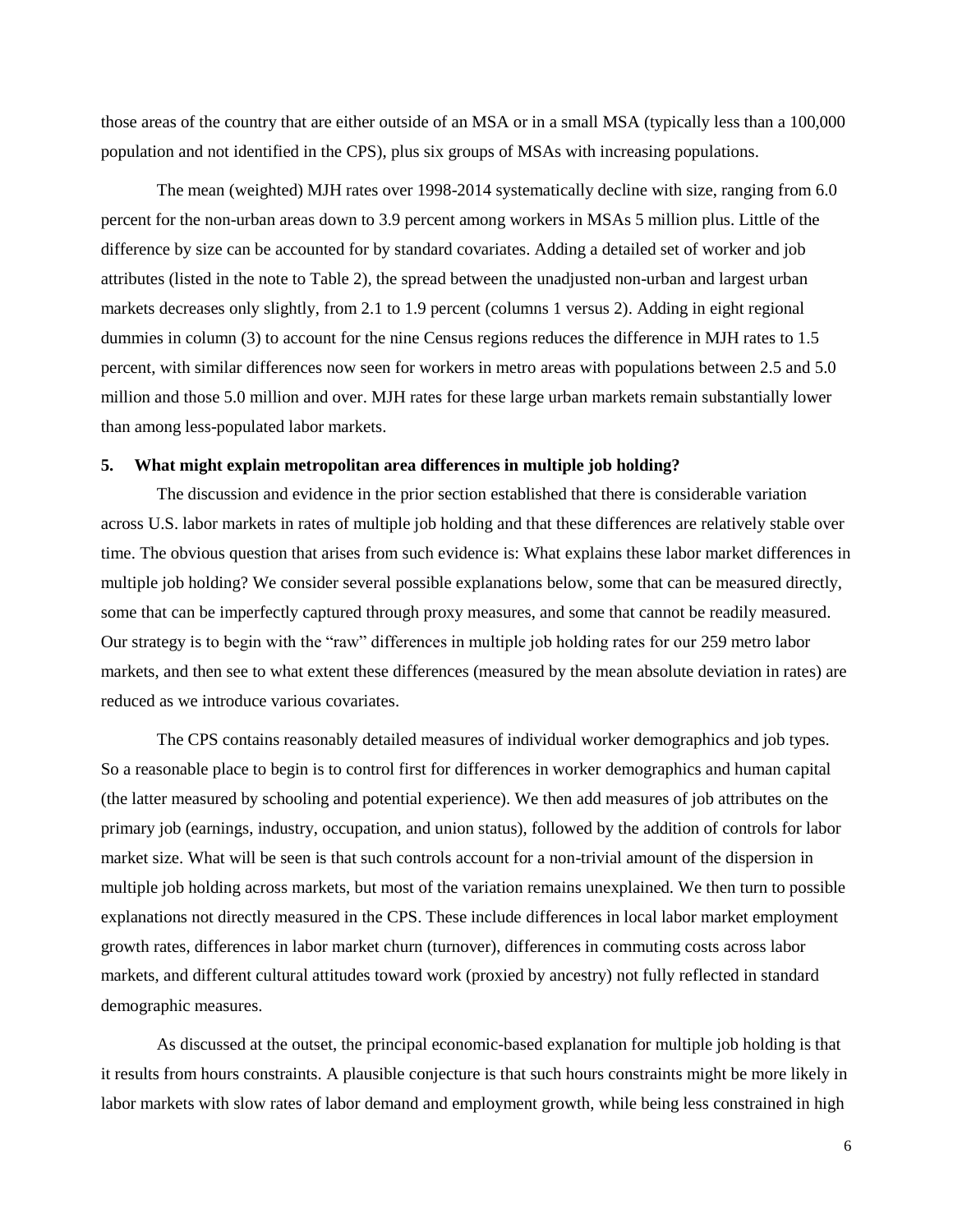those areas of the country that are either outside of an MSA or in a small MSA (typically less than a 100,000 population and not identified in the CPS), plus six groups of MSAs with increasing populations.

The mean (weighted) MJH rates over 1998-2014 systematically decline with size, ranging from 6.0 percent for the non-urban areas down to 3.9 percent among workers in MSAs 5 million plus. Little of the difference by size can be accounted for by standard covariates. Adding a detailed set of worker and job attributes (listed in the note to Table 2), the spread between the unadjusted non-urban and largest urban markets decreases only slightly, from 2.1 to 1.9 percent (columns 1 versus 2). Adding in eight regional dummies in column (3) to account for the nine Census regions reduces the difference in MJH rates to 1.5 percent, with similar differences now seen for workers in metro areas with populations between 2.5 and 5.0 million and those 5.0 million and over. MJH rates for these large urban markets remain substantially lower than among less-populated labor markets.

## 5. What might explain metropolitan area differences in multiple job holding?

The discussion and evidence in the prior section established that there is considerable variation across U.S. labor markets in rates of multiple job holding and that these differences are relatively stable over time. The obvious question that arises from such evidence is: What explains these labor market differences in multiple job holding? We consider several possible explanations below, some that can be measured directly, some that can be imperfectly captured through proxy measures, and some that cannot be readily measured. Our strategy is to begin with the "raw" differences in multiple job holding rates for our 259 metro labor markets, and then see to what extent these differences (measured by the mean absolute deviation in rates) are reduced as we introduce various covariates.

The CPS contains reasonably detailed measures of individual worker demographics and job types. So a reasonable place to begin is to control first for differences in worker demographics and human capital (the latter measured by schooling and potential experience). We then add measures of job attributes on the primary job (earnings, industry, occupation, and union status), followed by the addition of controls for labor market size. What will be seen is that such controls account for a non-trivial amount of the dispersion in multiple job holding across markets, but most of the variation remains unexplained. We then turn to possible explanations not directly measured in the CPS. These include differences in local labor market employment growth rates, differences in labor market churn (turnover), differences in commuting costs across labor markets, and different cultural attitudes toward work (proxied by ancestry) not fully reflected in standard demographic measures.

As discussed at the outset, the principal economic-based explanation for multiple job holding is that it results from hours constraints. A plausible conjecture is that such hours constraints might be more likely in labor markets with slow rates of labor demand and employment growth, while being less constrained in high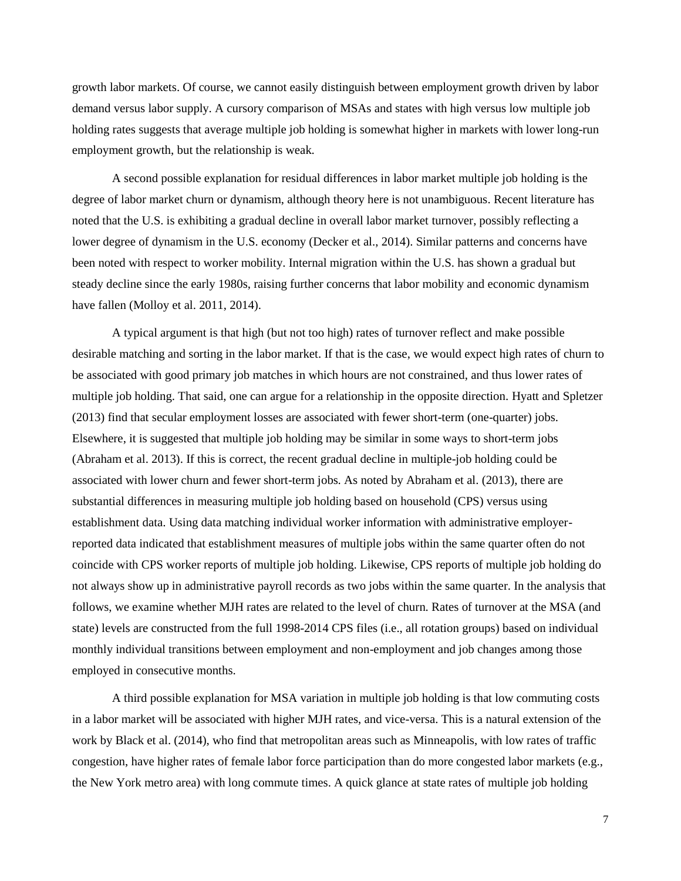growth labor markets. Of course, we cannot easily distinguish between employment growth driven by labor demand versus labor supply. A cursory comparison of MSAs and states with high versus low multiple job holding rates suggests that average multiple job holding is somewhat higher in markets with lower long-run employment growth, but the relationship is weak.

A second possible explanation for residual differences in labor market multiple job holding is the degree of labor market churn or dynamism, although theory here is not unambiguous. Recent literature has noted that the U.S. is exhibiting a gradual decline in overall labor market turnover, possibly reflecting a lower degree of dynamism in the U.S. economy (Decker et al., 2014). Similar patterns and concerns have been noted with respect to worker mobility. Internal migration within the U.S. has shown a gradual but steady decline since the early 1980s, raising further concerns that labor mobility and economic dynamism have fallen (Molloy et al. 2011, 2014).

A typical argument is that high (but not too high) rates of turnover reflect and make possible desirable matching and sorting in the labor market. If that is the case, we would expect high rates of churn to be associated with good primary job matches in which hours are not constrained, and thus lower rates of multiple job holding. That said, one can argue for a relationship in the opposite direction. Hyatt and Spletzer (2013) find that secular employment losses are associated with fewer short-term (one-quarter) jobs. Elsewhere, it is suggested that multiple job holding may be similar in some ways to short-term jobs (Abraham et al. 2013). If this is correct, the recent gradual decline in multiple-job holding could be associated with lower churn and fewer short-term jobs. As noted by Abraham et al. (2013), there are substantial differences in measuring multiple job holding based on household (CPS) versus using establishment data. Using data matching individual worker information with administrative employer-reported data indicated that establishment measures of multiple jobs within the same quarter often do not coincide with CPS worker reports of multiple job holding. Likewise, CPS reports of multiple job holding do not always show up in administrative payroll records as two jobs within the same quarter. In the analysis that follows, we examine whether MJH rates are related to the level of churn. Rates of turnover at the MSA (and state) levels are constructed from the full 1998-2014 CPS files (i.e., all rotation groups) based on individual monthly individual transitions between employment and non-employment and job changes among those employed in consecutive months.

A third possible explanation for MSA variation in multiple job holding is that low commuting costs in a labor market will be associated with higher MJH rates, and vice-versa. This is a natural extension of the work by Black et al. (2014), who find that metropolitan areas such as Minneapolis, with low rates of traffic congestion, have higher rates of female labor force participation than do more congested labor markets (e.g., the New York metro area) with long commute times. A quick glance at state rates of multiple job holding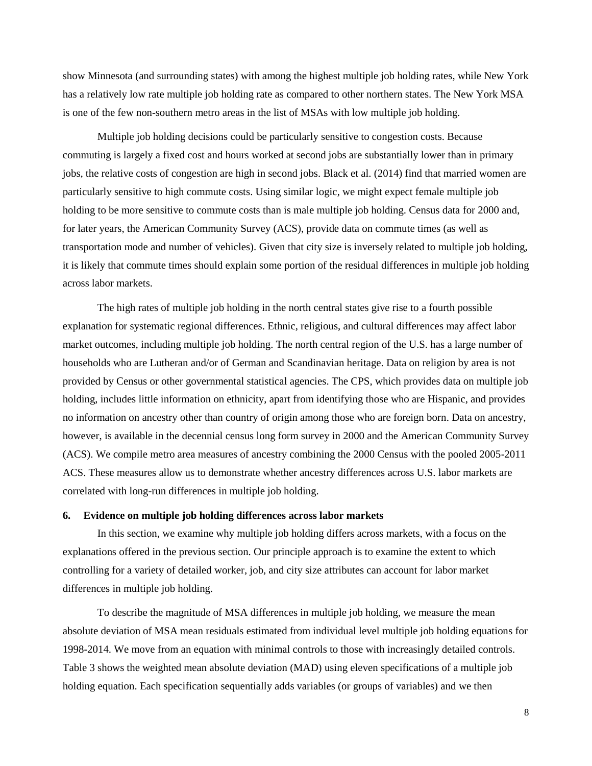show Minnesota (and surrounding states) with among the highest multiple job holding rates, while New York has a relatively low rate multiple job holding rate as compared to other northern states. The New York MSA is one of the few non-southern metro areas in the list of MSAs with low multiple job holding.

Multiple job holding decisions could be particularly sensitive to congestion costs. Because commuting is largely a fixed cost and hours worked at second jobs are substantially lower than in primary jobs, the relative costs of congestion are high in second jobs. Black et al. (2014) find that married women are particularly sensitive to high commute costs. Using similar logic, we might expect female multiple job holding to be more sensitive to commute costs than is male multiple job holding. Census data for 2000 and, for later years, the American Community Survey (ACS), provide data on commute times (as well as transportation mode and number of vehicles). Given that city size is inversely related to multiple job holding, it is likely that commute times should explain some portion of the residual differences in multiple job holding across labor markets.

The high rates of multiple job holding in the north central states give rise to a fourth possible explanation for systematic regional differences. Ethnic, religious, and cultural differences may affect labor market outcomes, including multiple job holding. The north central region of the U.S. has a large number of households who are Lutheran and/or of German and Scandinavian heritage. Data on religion by area is not provided by Census or other governmental statistical agencies. The CPS, which provides data on multiple job holding, includes little information on ethnicity, apart from identifying those who are Hispanic, and provides no information on ancestry other than country of origin among those who are foreign born. Data on ancestry, however, is available in the decennial census long form survey in 2000 and the American Community Survey (ACS). We compile metro area measures of ancestry combining the 2000 Census with the pooled 2005-2011 ACS. These measures allow us to demonstrate whether ancestry differences across U.S. labor markets are correlated with long-run differences in multiple job holding.

## 6. Evidence on multiple job holding differences across labor markets

In this section, we examine why multiple job holding differs across markets, with a focus on the explanations offered in the previous section. Our principle approach is to examine the extent to which controlling for a variety of detailed worker, job, and city size attributes can account for labor market differences in multiple job holding.

To describe the magnitude of MSA differences in multiple job holding, we measure the mean absolute deviation of MSA mean residuals estimated from individual level multiple job holding equations for 1998-2014. We move from an equation with minimal controls to those with increasingly detailed controls. Table 3 shows the weighted mean absolute deviation (MAD) using eleven specifications of a multiple job holding equation. Each specification sequentially adds variables (or groups of variables) and we then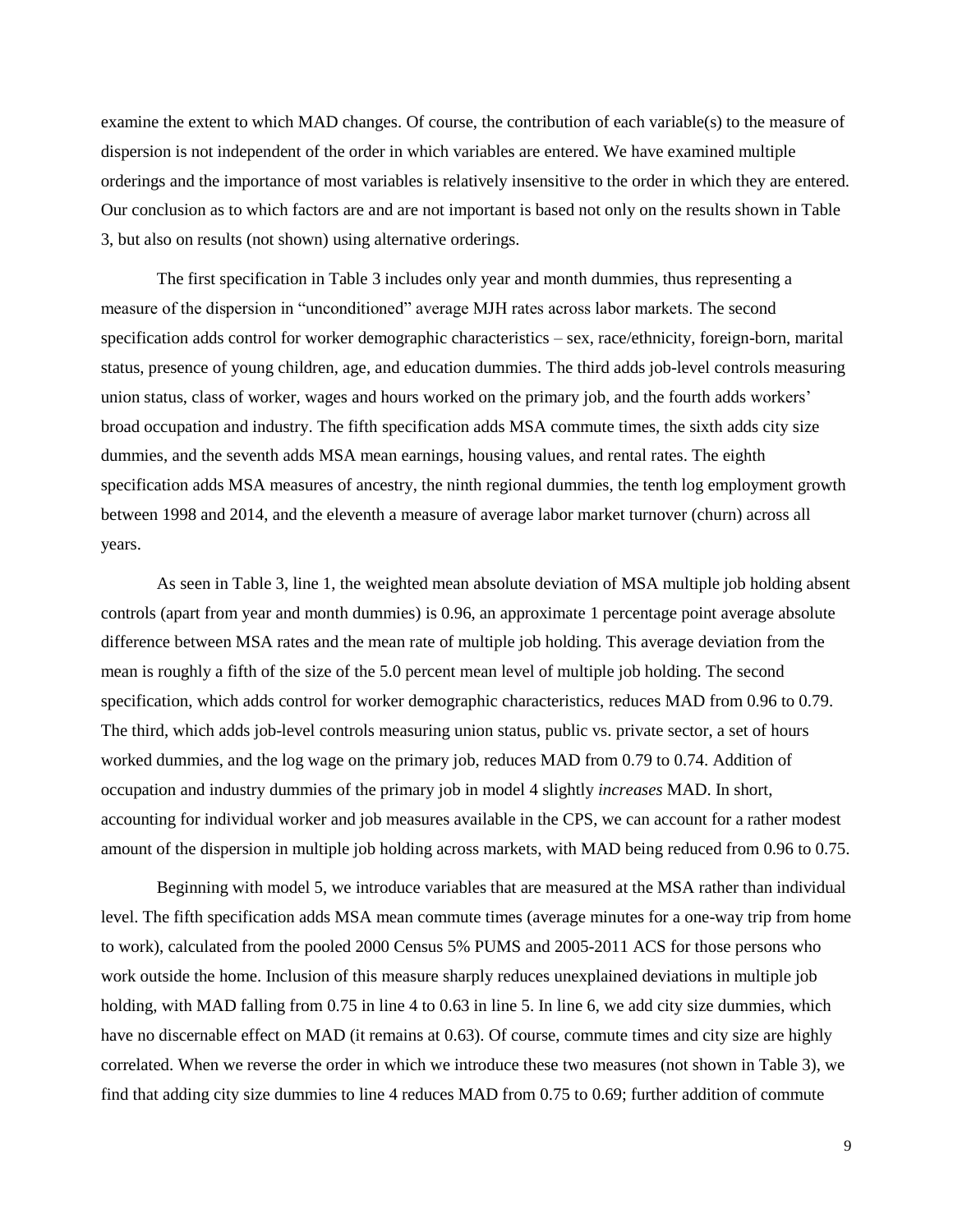examine the extent to which MAD changes. Of course, the contribution of each variable(s) to the measure of dispersion is not independent of the order in which variables are entered. We have examined multiple orderings and the importance of most variables is relatively insensitive to the order in which they are entered. Our conclusion as to which factors are and are not important is based not only on the results shown in Table 3, but also on results (not shown) using alternative orderings.

The first specification in Table 3 includes only year and month dummies, thus representing a measure of the dispersion in "unconditioned" average MJH rates across labor markets. The second specification adds control for worker demographic characteristics – sex, race/ethnicity, foreign-born, marital status, presence of young children, age, and education dummies. The third adds job-level controls measuring union status, class of worker, wages and hours worked on the primary job, and the fourth adds workers' broad occupation and industry. The fifth specification adds MSA commute times, the sixth adds city size dummies, and the seventh adds MSA mean earnings, housing values, and rental rates. The eighth specification adds MSA measures of ancestry, the ninth regional dummies, the tenth log employment growth between 1998 and 2014, and the eleventh a measure of average labor market turnover (churn) across all years.

As seen in Table 3, line 1, the weighted mean absolute deviation of MSA multiple job holding absent controls (apart from year and month dummies) is 0.96, an approximate 1 percentage point average absolute difference between MSA rates and the mean rate of multiple job holding. This average deviation from the mean is roughly a fifth of the size of the 5.0 percent mean level of multiple job holding. The second specification, which adds control for worker demographic characteristics, reduces MAD from 0.96 to 0.79. The third, which adds job-level controls measuring union status, public vs. private sector, a set of hours worked dummies, and the log wage on the primary job, reduces MAD from 0.79 to 0.74. Addition of occupation and industry dummies of the primary job in model 4 slightly *increases* MAD. In short, accounting for individual worker and job measures available in the CPS, we can account for a rather modest amount of the dispersion in multiple job holding across markets, with MAD being reduced from 0.96 to 0.75.

Beginning with model 5, we introduce variables that are measured at the MSA rather than individual level. The fifth specification adds MSA mean commute times (average minutes for a one-way trip from home to work), calculated from the pooled 2000 Census 5% PUMS and 2005-2011 ACS for those persons who work outside the home. Inclusion of this measure sharply reduces unexplained deviations in multiple job holding, with MAD falling from 0.75 in line 4 to 0.63 in line 5. In line 6, we add city size dummies, which have no discernable effect on MAD (it remains at 0.63). Of course, commute times and city size are highly correlated. When we reverse the order in which we introduce these two measures (not shown in Table 3), we find that adding city size dummies to line 4 reduces MAD from 0.75 to 0.69; further addition of commute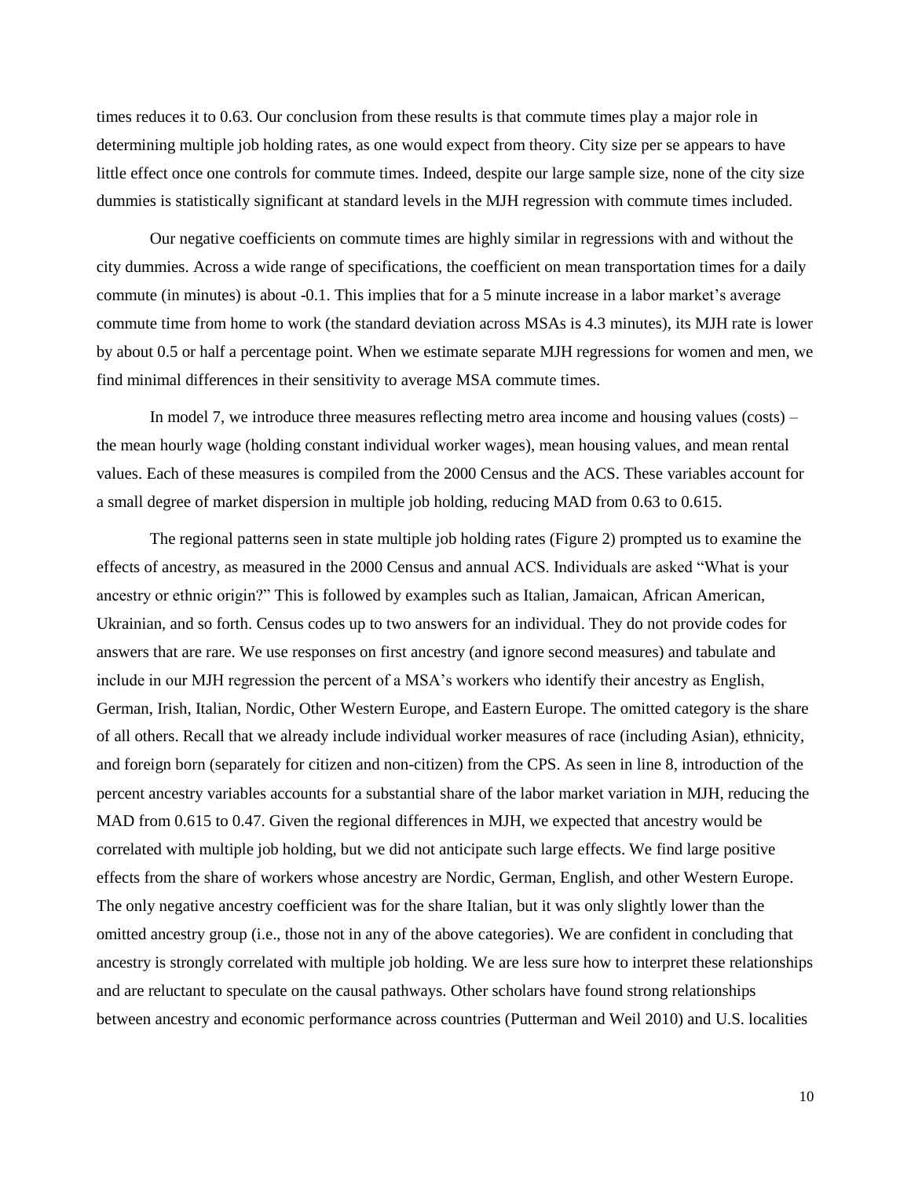times reduces it to 0.63. Our conclusion from these results is that commute times play a major role in determining multiple job holding rates, as one would expect from theory. City size per se appears to have little effect once one controls for commute times. Indeed, despite our large sample size, none of the city size dummies is statistically significant at standard levels in the MJH regression with commute times included.

Our negative coefficients on commute times are highly similar in regressions with and without the city dummies. Across a wide range of specifications, the coefficient on mean transportation times for a daily commute (in minutes) is about -0.1. This implies that for a 5 minute increase in a labor market's average commute time from home to work (the standard deviation across MSAs is 4.3 minutes), its MJH rate is lower by about 0.5 or half a percentage point. When we estimate separate MJH regressions for women and men, we find minimal differences in their sensitivity to average MSA commute times.

In model 7, we introduce three measures reflecting metro area income and housing values (costs) – the mean hourly wage (holding constant individual worker wages), mean housing values, and mean rental values. Each of these measures is compiled from the 2000 Census and the ACS. These variables account for a small degree of market dispersion in multiple job holding, reducing MAD from 0.63 to 0.615.

The regional patterns seen in state multiple job holding rates (Figure 2) prompted us to examine the effects of ancestry, as measured in the 2000 Census and annual ACS. Individuals are asked "What is your ancestry or ethnic origin?" This is followed by examples such as Italian, Jamaican, African American, Ukrainian, and so forth. Census codes up to two answers for an individual. They do not provide codes for answers that are rare. We use responses on first ancestry (and ignore second measures) and tabulate and include in our MJH regression the percent of a MSA's workers who identify their ancestry as English, German, Irish, Italian, Nordic, Other Western Europe, and Eastern Europe. The omitted category is the share of all others. Recall that we already include individual worker measures of race (including Asian), ethnicity, and foreign born (separately for citizen and non-citizen) from the CPS. As seen in line 8, introduction of the percent ancestry variables accounts for a substantial share of the labor market variation in MJH, reducing the MAD from 0.615 to 0.47. Given the regional differences in MJH, we expected that ancestry would be correlated with multiple job holding, but we did not anticipate such large effects. We find large positive effects from the share of workers whose ancestry are Nordic, German, English, and other Western Europe. The only negative ancestry coefficient was for the share Italian, but it was only slightly lower than the omitted ancestry group (i.e., those not in any of the above categories). We are confident in concluding that ancestry is strongly correlated with multiple job holding. We are less sure how to interpret these relationships and are reluctant to speculate on the causal pathways. Other scholars have found strong relationships between ancestry and economic performance across countries (Putterman and Weil 2010) and U.S. localities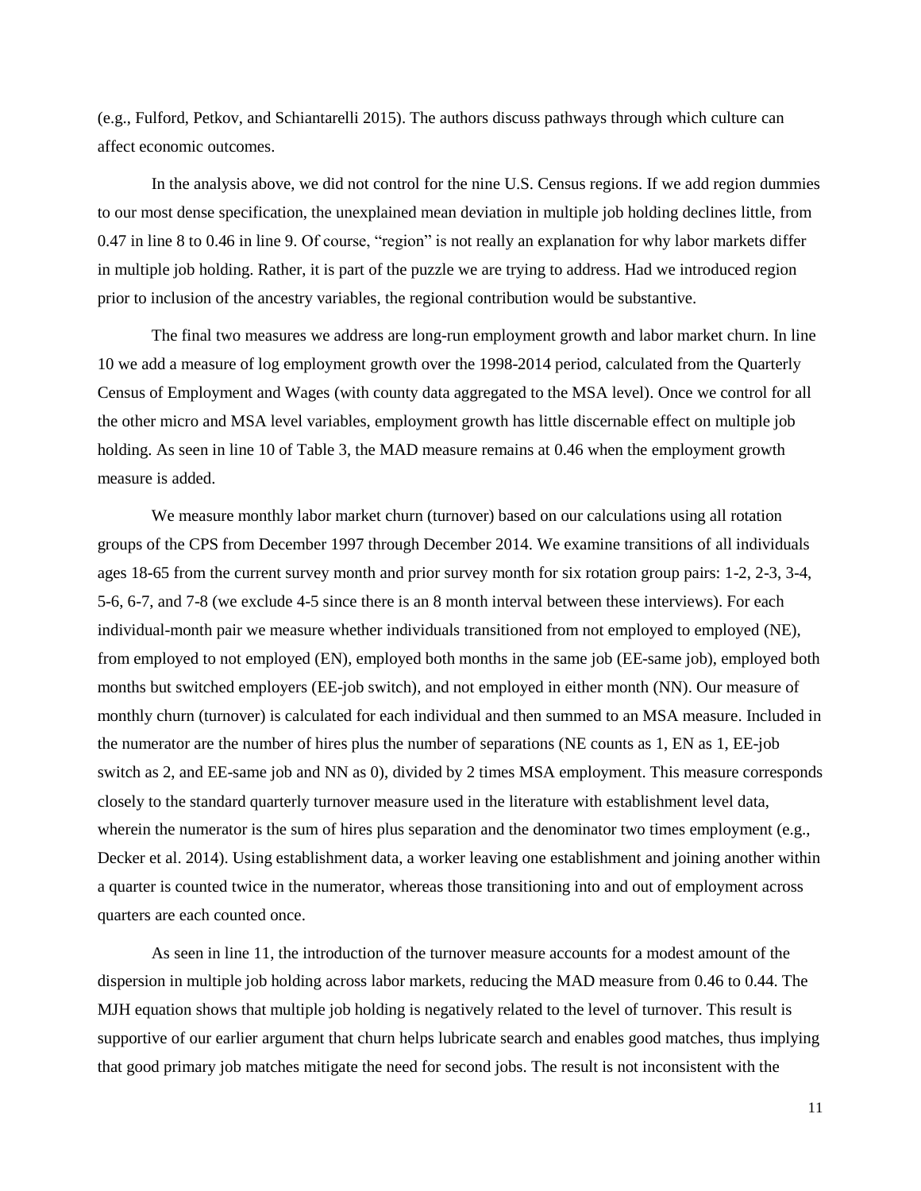(e.g., Fulford, Petkov, and Schiantarelli 2015). The authors discuss pathways through which culture can affect economic outcomes.

In the analysis above, we did not control for the nine U.S. Census regions. If we add region dummies to our most dense specification, the unexplained mean deviation in multiple job holding declines little, from 0.47 in line 8 to 0.46 in line 9. Of course, "region" is not really an explanation for why labor markets differ in multiple job holding. Rather, it is part of the puzzle we are trying to address. Had we introduced region prior to inclusion of the ancestry variables, the regional contribution would be substantive.

The final two measures we address are long-run employment growth and labor market churn. In line 10 we add a measure of log employment growth over the 1998-2014 period, calculated from the Quarterly Census of Employment and Wages (with county data aggregated to the MSA level). Once we control for all the other micro and MSA level variables, employment growth has little discernable effect on multiple job holding. As seen in line 10 of Table 3, the MAD measure remains at 0.46 when the employment growth measure is added.

We measure monthly labor market churn (turnover) based on our calculations using all rotation groups of the CPS from December 1997 through December 2014. We examine transitions of all individuals ages 18-65 from the current survey month and prior survey month for six rotation group pairs: 1-2, 2-3, 3-4, 5-6, 6-7, and 7-8 (we exclude 4-5 since there is an 8 month interval between these interviews). For each individual-month pair we measure whether individuals transitioned from not employed to employed (NE), from employed to not employed (EN), employed both months in the same job (EE-same job), employed both months but switched employers (EE-job switch), and not employed in either month (NN). Our measure of monthly churn (turnover) is calculated for each individual and then summed to an MSA measure. Included in the numerator are the number of hires plus the number of separations (NE counts as 1, EN as 1, EE-job switch as 2, and EE-same job and NN as 0), divided by 2 times MSA employment. This measure corresponds closely to the standard quarterly turnover measure used in the literature with establishment level data, wherein the numerator is the sum of hires plus separation and the denominator two times employment (e.g., Decker et al. 2014). Using establishment data, a worker leaving one establishment and joining another within a quarter is counted twice in the numerator, whereas those transitioning into and out of employment across quarters are each counted once.

As seen in line 11, the introduction of the turnover measure accounts for a modest amount of the dispersion in multiple job holding across labor markets, reducing the MAD measure from 0.46 to 0.44. The MJH equation shows that multiple job holding is negatively related to the level of turnover. This result is supportive of our earlier argument that churn helps lubricate search and enables good matches, thus implying that good primary job matches mitigate the need for second jobs. The result is not inconsistent with the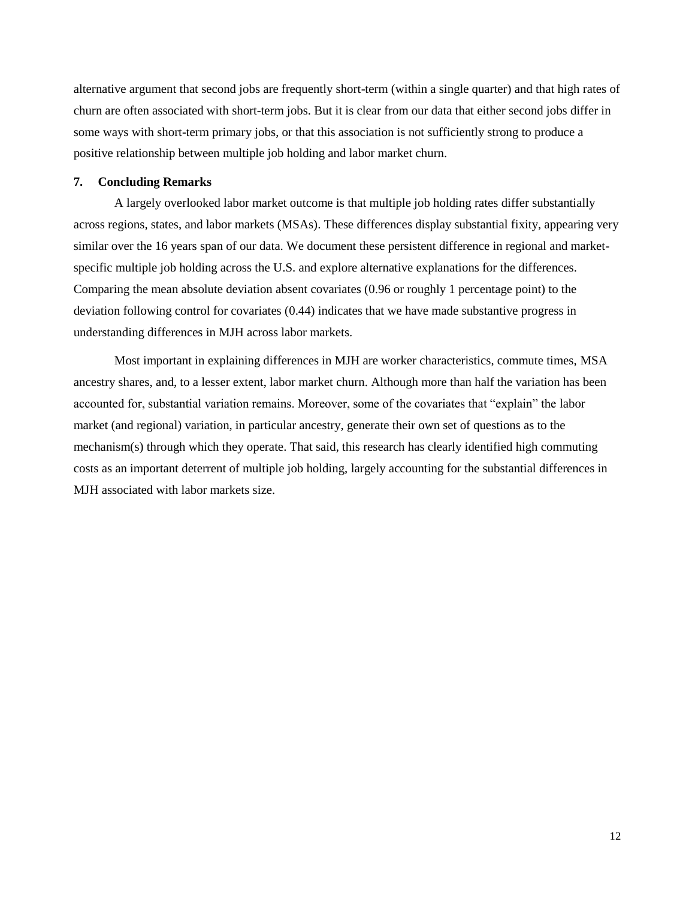alternative argument that second jobs are frequently short-term (within a single quarter) and that high rates of churn are often associated with short-term jobs. But it is clear from our data that either second jobs differ in some ways with short-term primary jobs, or that this association is not sufficiently strong to produce a positive relationship between multiple job holding and labor market churn.

## 7. Concluding Remarks

A largely overlooked labor market outcome is that multiple job holding rates differ substantially across regions, states, and labor markets (MSAs). These differences display substantial fixity, appearing very similar over the 16 years span of our data. We document these persistent difference in regional and market-specific multiple job holding across the U.S. and explore alternative explanations for the differences. Comparing the mean absolute deviation absent covariates (0.96 or roughly 1 percentage point) to the deviation following control for covariates (0.44) indicates that we have made substantive progress in understanding differences in MJH across labor markets.

Most important in explaining differences in MJH are worker characteristics, commute times, MSA ancestry shares, and, to a lesser extent, labor market churn. Although more than half the variation has been accounted for, substantial variation remains. Moreover, some of the covariates that "explain" the labor market (and regional) variation, in particular ancestry, generate their own set of questions as to the mechanism(s) through which they operate. That said, this research has clearly identified high commuting costs as an important deterrent of multiple job holding, largely accounting for the substantial differences in MJH associated with labor markets size.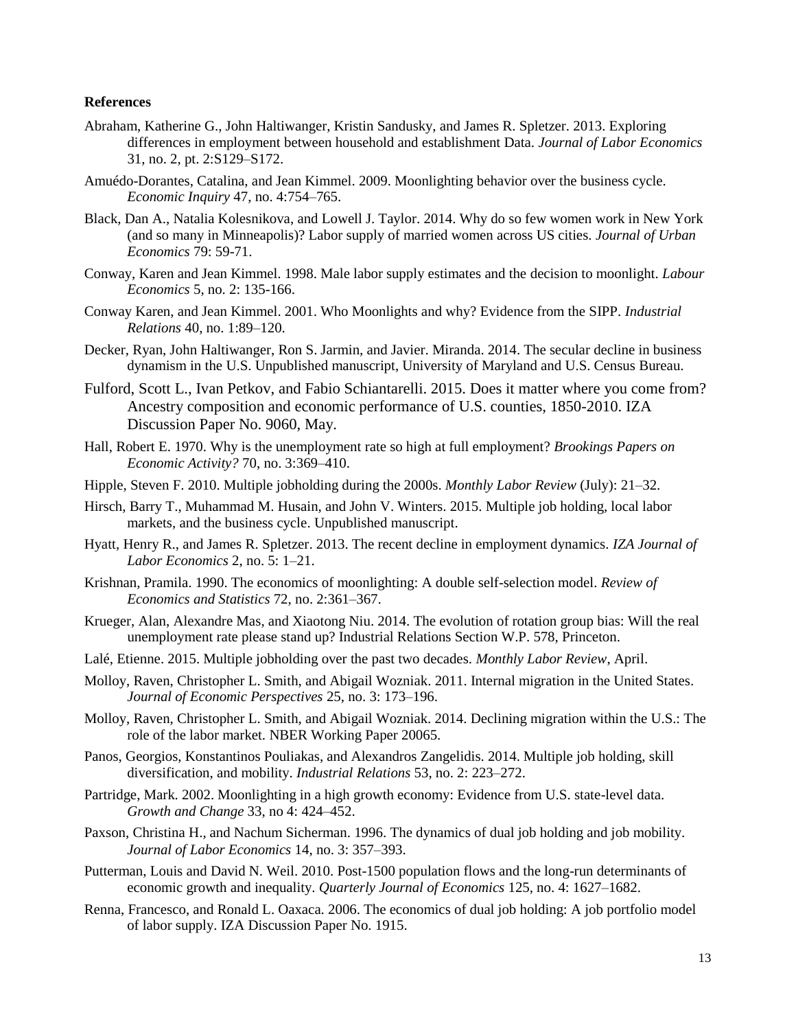**References**

Abraham, Katherine G., John Haltiwanger, Kristin Sandusky, and James R. Spletzer. 2013. Exploring differences in employment between household and establishment Data. *Journal of Labor Economics* 31, no. 2, pt. 2:S129–S172.

Amuédo-Dorantes, Catalina, and Jean Kimmel. 2009. Moonlighting behavior over the business cycle. *Economic Inquiry* 47, no. 4:754–765.

Black, Dan A., Natalia Kolesnikova, and Lowell J. Taylor. 2014. Why do so few women work in New York (and so many in Minneapolis)? Labor supply of married women across US cities. *Journal of Urban Economics* 79: 59-71.

Conway, Karen and Jean Kimmel. 1998. Male labor supply estimates and the decision to moonlight. *Labour Economics* 5, no. 2: 135-166.

Conway Karen, and Jean Kimmel. 2001. Who Moonlights and why? Evidence from the SIPP. *Industrial Relations* 40, no. 1:89–120.

Decker, Ryan, John Haltiwanger, Ron S. Jarmin, and Javier. Miranda. 2014. The secular decline in business dynamism in the U.S. Unpublished manuscript, University of Maryland and U.S. Census Bureau.

Fulford, Scott L., Ivan Petkov, and Fabio Schiantarelli. 2015. Does it matter where you come from? Ancestry composition and economic performance of U.S. counties, 1850-2010. IZA Discussion Paper No. 9060, May.

Hall, Robert E. 1970. Why is the unemployment rate so high at full employment? *Brookings Papers on Economic Activity?* 70, no. 3:369–410.

Hipple, Steven F. 2010. Multiple jobholding during the 2000s. *Monthly Labor Review* (July): 21–32.

Hirsch, Barry T., Muhammad M. Husain, and John V. Winters. 2015. Multiple job holding, local labor markets, and the business cycle. Unpublished manuscript.

Hyatt, Henry R., and James R. Spletzer. 2013. The recent decline in employment dynamics. *IZA Journal of Labor Economics* 2, no. 5: 1–21.

Krishnan, Pramila. 1990. The economics of moonlighting: A double self-selection model. *Review of Economics and Statistics* 72, no. 2:361–367.

Krueger, Alan, Alexandre Mas, and Xiaotong Niu. 2014. The evolution of rotation group bias: Will the real unemployment rate please stand up? Industrial Relations Section W.P. 578, Princeton.

Lalé, Etienne. 2015. Multiple jobholding over the past two decades. *Monthly Labor Review*, April.

Molloy, Raven, Christopher L. Smith, and Abigail Wozniak. 2011. Internal migration in the United States. *Journal of Economic Perspectives* 25, no. 3: 173–196.

Molloy, Raven, Christopher L. Smith, and Abigail Wozniak. 2014. Declining migration within the U.S.: The role of the labor market. NBER Working Paper 20065.

Panos, Georgios, Konstantinos Pouliakas, and Alexandros Zangelidis. 2014. Multiple job holding, skill diversification, and mobility. *Industrial Relations* 53, no. 2: 223–272.

Partridge, Mark. 2002. Moonlighting in a high growth economy: Evidence from U.S. state-level data. *Growth and Change* 33, no 4: 424–452.

Paxson, Christina H., and Nachum Sicherman. 1996. The dynamics of dual job holding and job mobility. *Journal of Labor Economics* 14, no. 3: 357–393.

Putterman, Louis and David N. Weil. 2010. Post-1500 population flows and the long-run determinants of economic growth and inequality. *Quarterly Journal of Economics* 125, no. 4: 1627–1682.

Renna, Francesco, and Ronald L. Oaxaca. 2006. The economics of dual job holding: A job portfolio model of labor supply. IZA Discussion Paper No. 1915.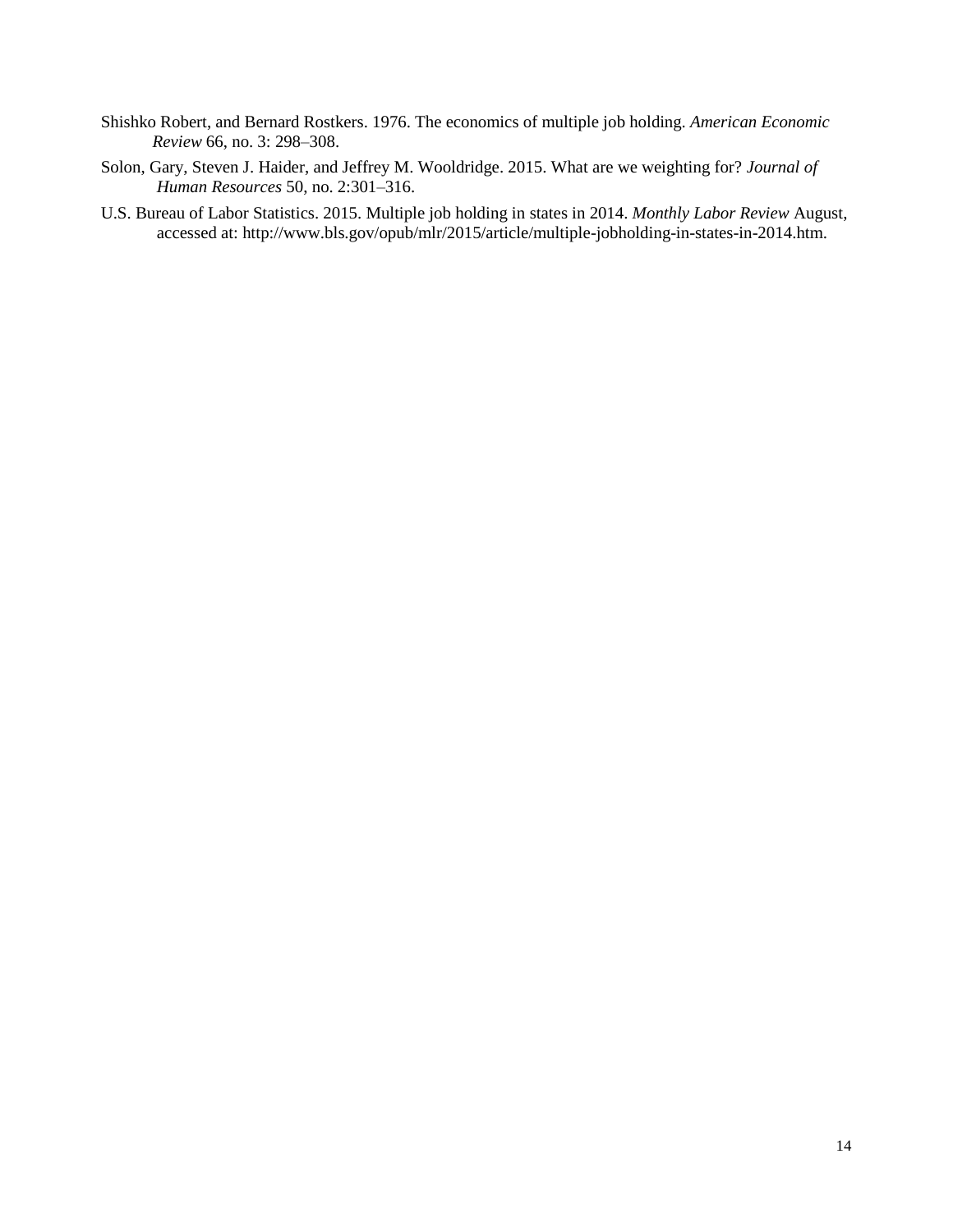Shishko Robert, and Bernard Rostkers. 1976. The economics of multiple job holding. *American Economic Review* 66, no. 3: 298–308.

Solon, Gary, Steven J. Haider, and Jeffrey M. Wooldridge. 2015. What are we weighting for? *Journal of Human Resources* 50, no. 2:301–316.

U.S. Bureau of Labor Statistics. 2015. Multiple job holding in states in 2014. *Monthly Labor Review* August, accessed at: http://www.bls.gov/opub/mlr/2015/article/multiple-jobholding-in-states-in-2014.htm.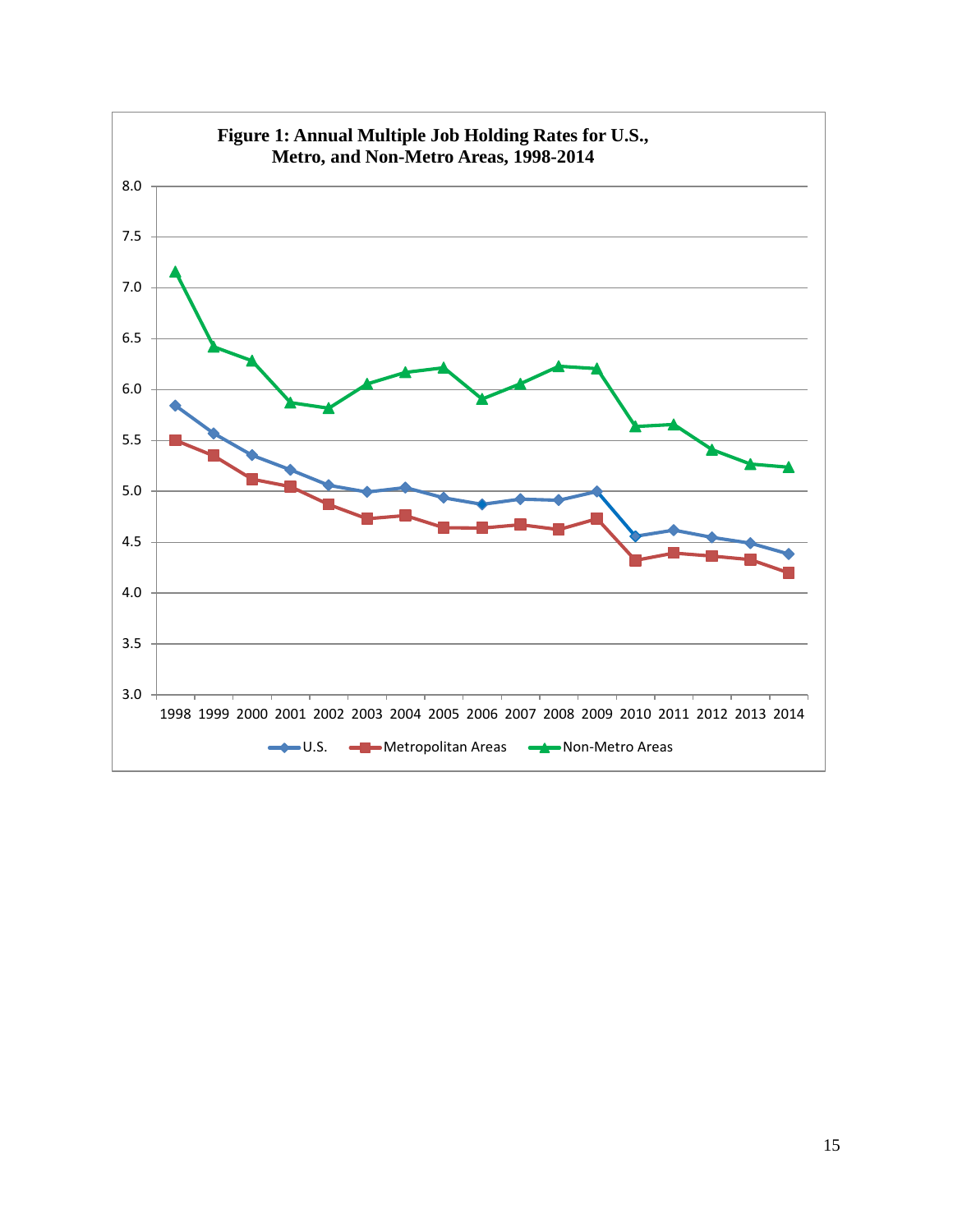**Figure 1: Annual Multiple Job Holding Rates for U.S., Metro, and Non-Metro Areas, 1998-2014**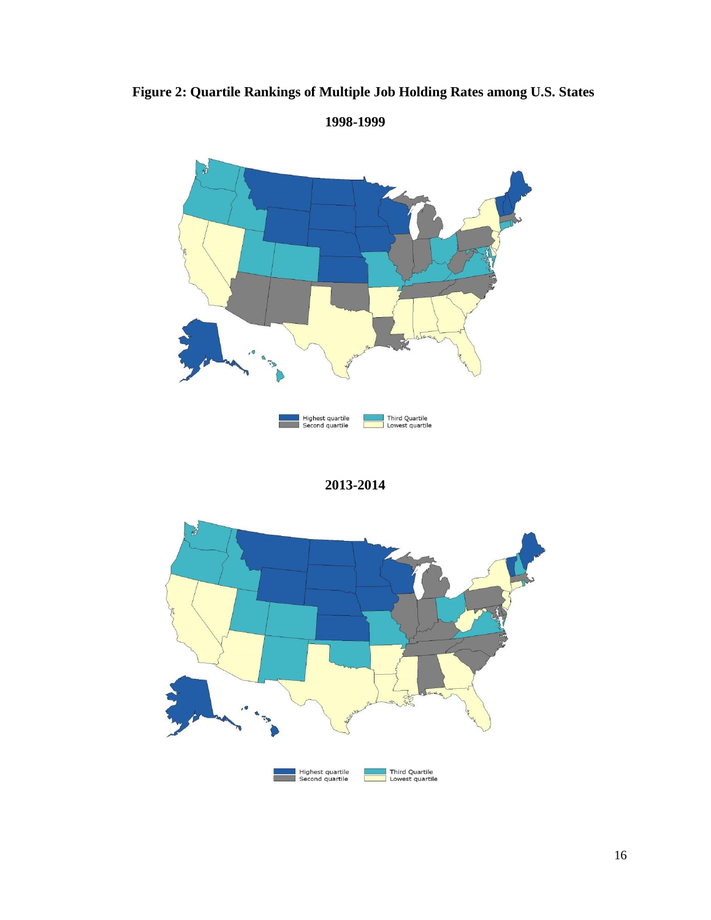**Figure 2: Quartile Rankings of Multiple Job Holding Rates among U.S. States**

**1998-1999**

**2013-2014**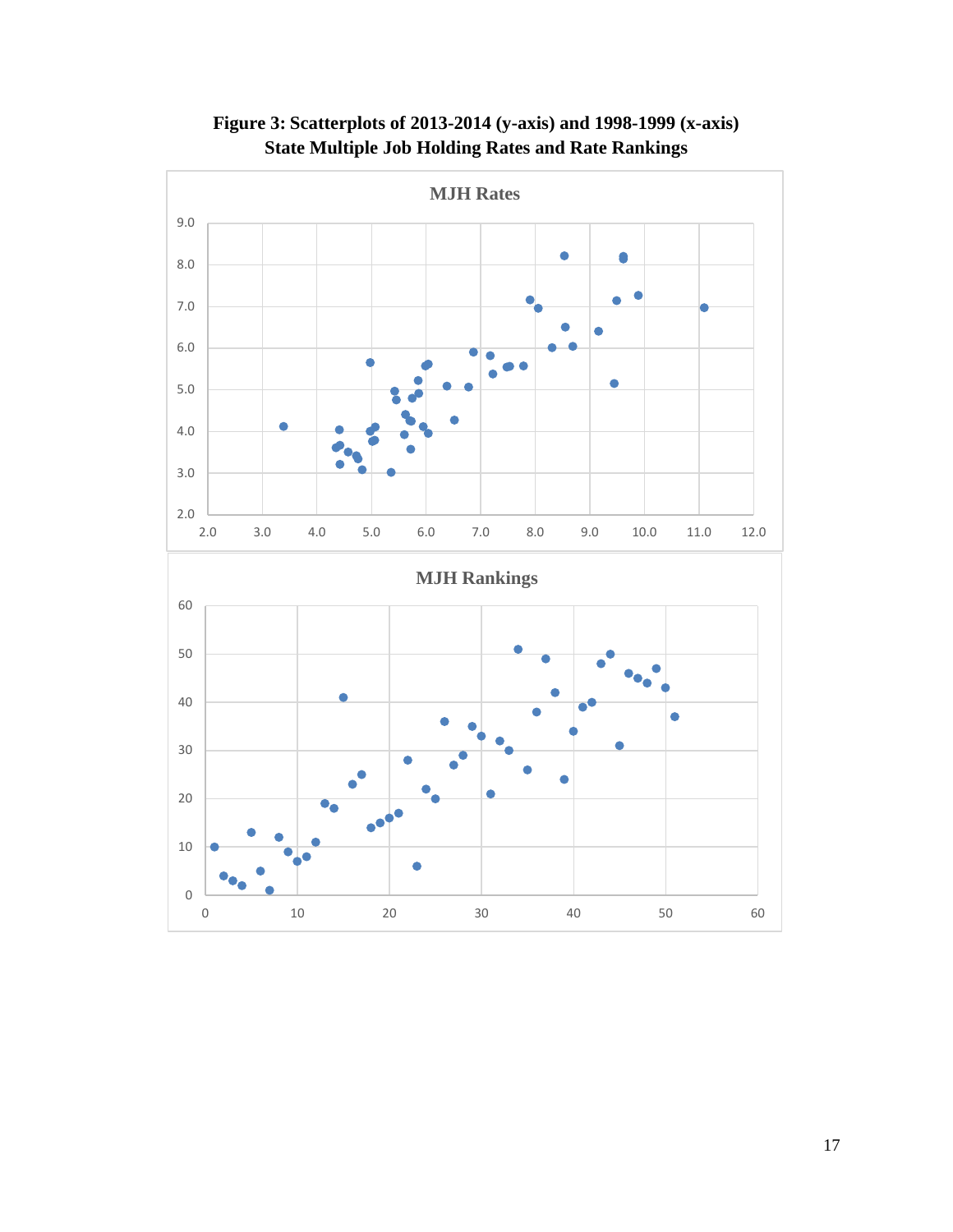**Figure 3: Scatterplots of 2013-2014 (y-axis) and 1998-1999 (x-axis) State Multiple Job Holding Rates and Rate Rankings**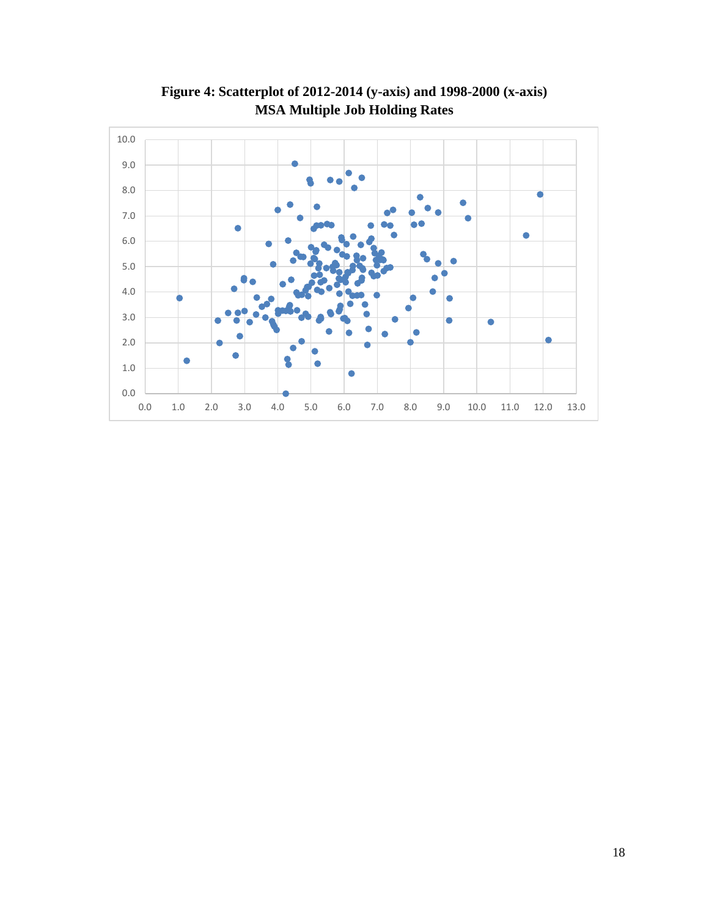**Figure 4: Scatterplot of 2012-2014 (y-axis) and 1998-2000 (x-axis) MSA Multiple Job Holding Rates**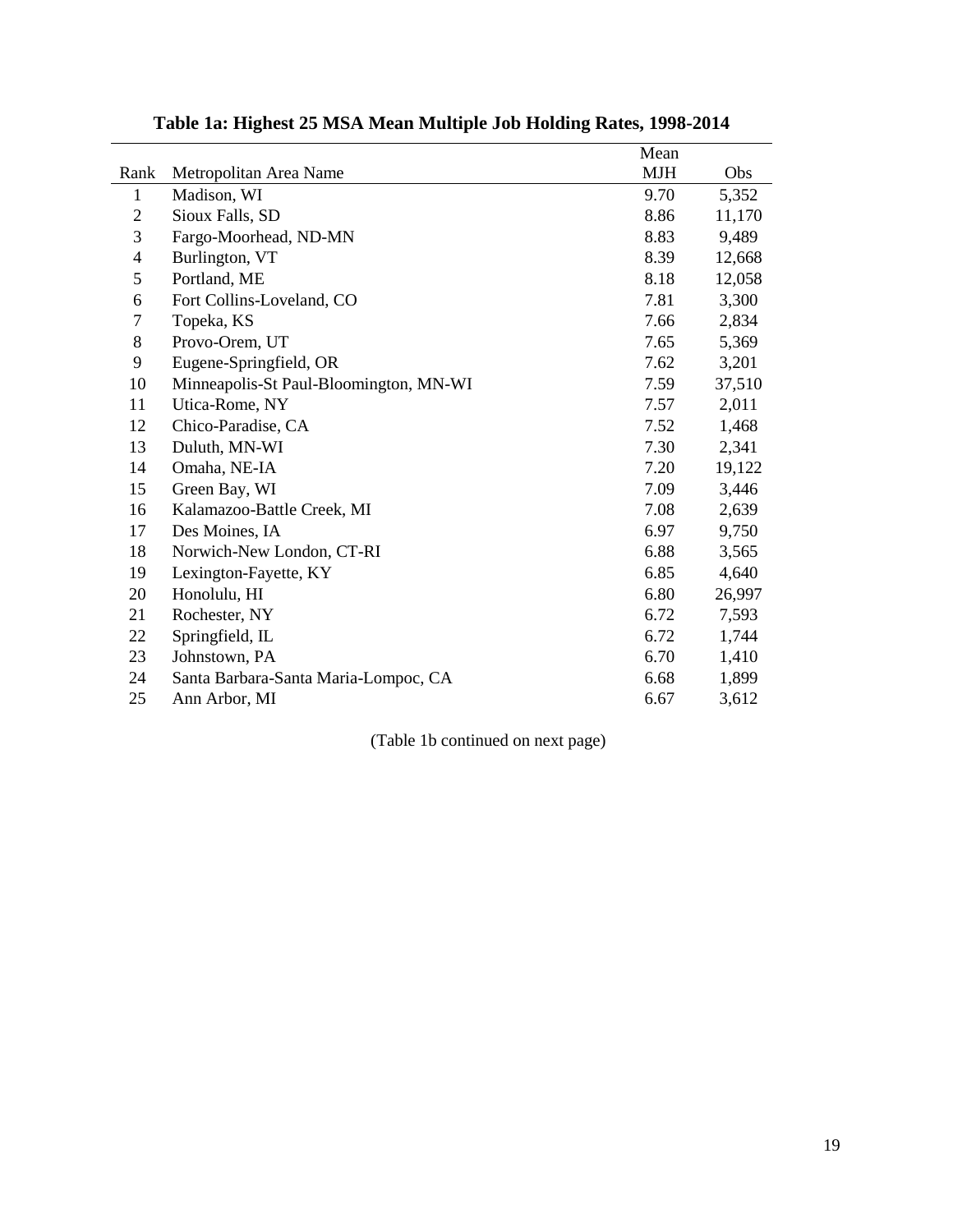**Table 1a: Highest 25 MSA Mean Multiple Job Holding Rates, 1998-2014**

| Rank | Metropolitan Area Name | Mean MJH | Obs |
|---|---|---|---|
| 1 | Madison, WI | 9.70 | 5,352 |
| 2 | Sioux Falls, SD | 8.86 | 11,170 |
| 3 | Fargo-Moorhead, ND-MN | 8.83 | 9,489 |
| 4 | Burlington, VT | 8.39 | 12,668 |
| 5 | Portland, ME | 8.18 | 12,058 |
| 6 | Fort Collins-Loveland, CO | 7.81 | 3,300 |
| 7 | Topeka, KS | 7.66 | 2,834 |
| 8 | Provo-Orem, UT | 7.65 | 5,369 |
| 9 | Eugene-Springfield, OR | 7.62 | 3,201 |
| 10 | Minneapolis-St Paul-Bloomington, MN-WI | 7.59 | 37,510 |
| 11 | Utica-Rome, NY | 7.57 | 2,011 |
| 12 | Chico-Paradise, CA | 7.52 | 1,468 |
| 13 | Duluth, MN-WI | 7.30 | 2,341 |
| 14 | Omaha, NE-IA | 7.20 | 19,122 |
| 15 | Green Bay, WI | 7.09 | 3,446 |
| 16 | Kalamazoo-Battle Creek, MI | 7.08 | 2,639 |
| 17 | Des Moines, IA | 6.97 | 9,750 |
| 18 | Norwich-New London, CT-RI | 6.88 | 3,565 |
| 19 | Lexington-Fayette, KY | 6.85 | 4,640 |
| 20 | Honolulu, HI | 6.80 | 26,997 |
| 21 | Rochester, NY | 6.72 | 7,593 |
| 22 | Springfield, IL | 6.72 | 1,744 |
| 23 | Johnstown, PA | 6.70 | 1,410 |
| 24 | Santa Barbara-Santa Maria-Lompoc, CA | 6.68 | 1,899 |
| 25 | Ann Arbor, MI | 6.67 | 3,612 |

(Table 1b continued on next page)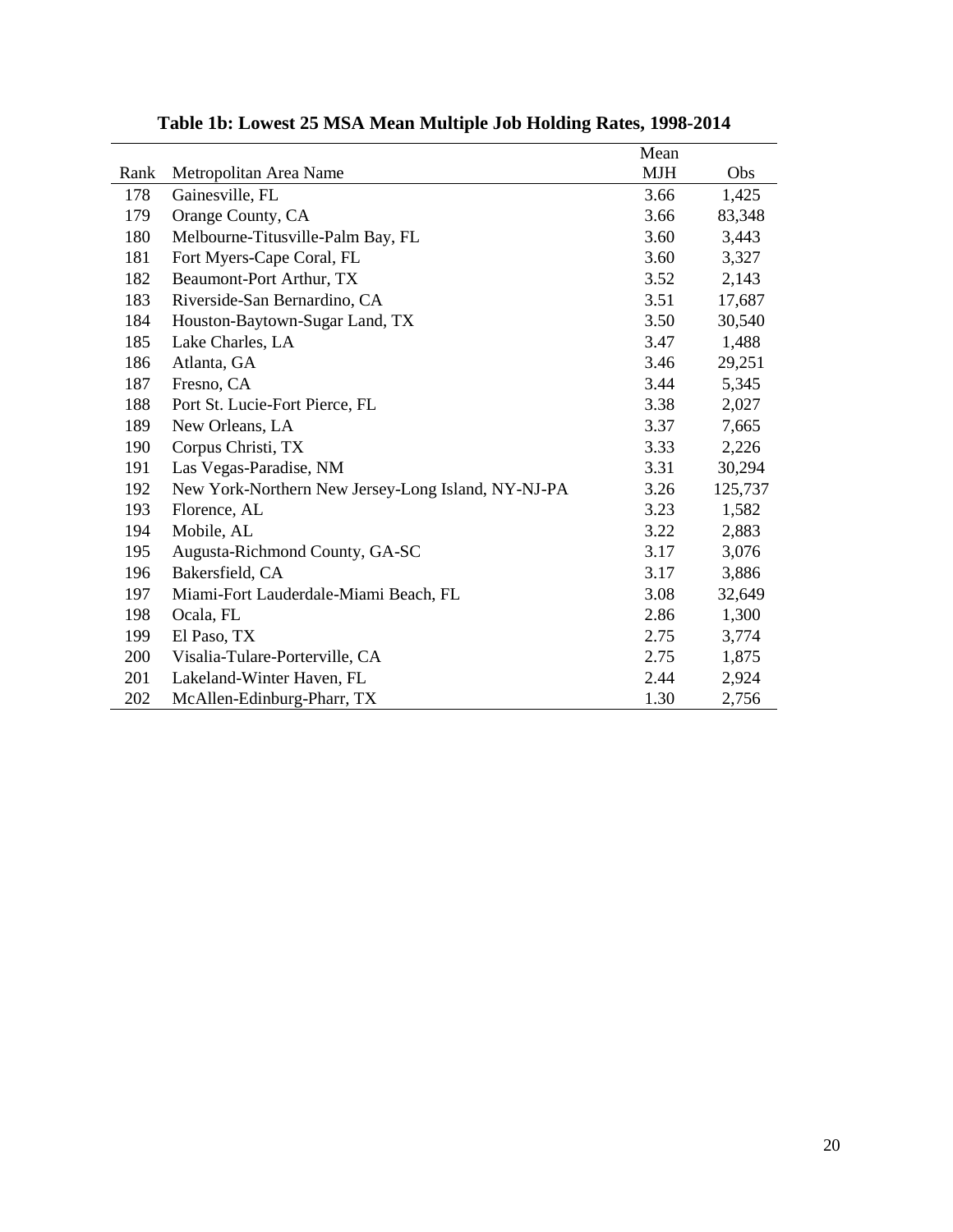**Table 1b: Lowest 25 MSA Mean Multiple Job Holding Rates, 1998-2014**

| Rank | Metropolitan Area Name | Mean MJH | Obs |
|---|---|---|---|
| 178 | Gainesville, FL | 3.66 | 1,425 |
| 179 | Orange County, CA | 3.66 | 83,348 |
| 180 | Melbourne-Titusville-Palm Bay, FL | 3.60 | 3,443 |
| 181 | Fort Myers-Cape Coral, FL | 3.60 | 3,327 |
| 182 | Beaumont-Port Arthur, TX | 3.52 | 2,143 |
| 183 | Riverside-San Bernardino, CA | 3.51 | 17,687 |
| 184 | Houston-Baytown-Sugar Land, TX | 3.50 | 30,540 |
| 185 | Lake Charles, LA | 3.47 | 1,488 |
| 186 | Atlanta, GA | 3.46 | 29,251 |
| 187 | Fresno, CA | 3.44 | 5,345 |
| 188 | Port St. Lucie-Fort Pierce, FL | 3.38 | 2,027 |
| 189 | New Orleans, LA | 3.37 | 7,665 |
| 190 | Corpus Christi, TX | 3.33 | 2,226 |
| 191 | Las Vegas-Paradise, NM | 3.31 | 30,294 |
| 192 | New York-Northern New Jersey-Long Island, NY-NJ-PA | 3.26 | 125,737 |
| 193 | Florence, AL | 3.23 | 1,582 |
| 194 | Mobile, AL | 3.22 | 2,883 |
| 195 | Augusta-Richmond County, GA-SC | 3.17 | 3,076 |
| 196 | Bakersfield, CA | 3.17 | 3,886 |
| 197 | Miami-Fort Lauderdale-Miami Beach, FL | 3.08 | 32,649 |
| 198 | Ocala, FL | 2.86 | 1,300 |
| 199 | El Paso, TX | 2.75 | 3,774 |
| 200 | Visalia-Tulare-Porterville, CA | 2.75 | 1,875 |
| 201 | Lakeland-Winter Haven, FL | 2.44 | 2,924 |
| 202 | McAllen-Edinburg-Pharr, TX | 1.30 | 2,756 |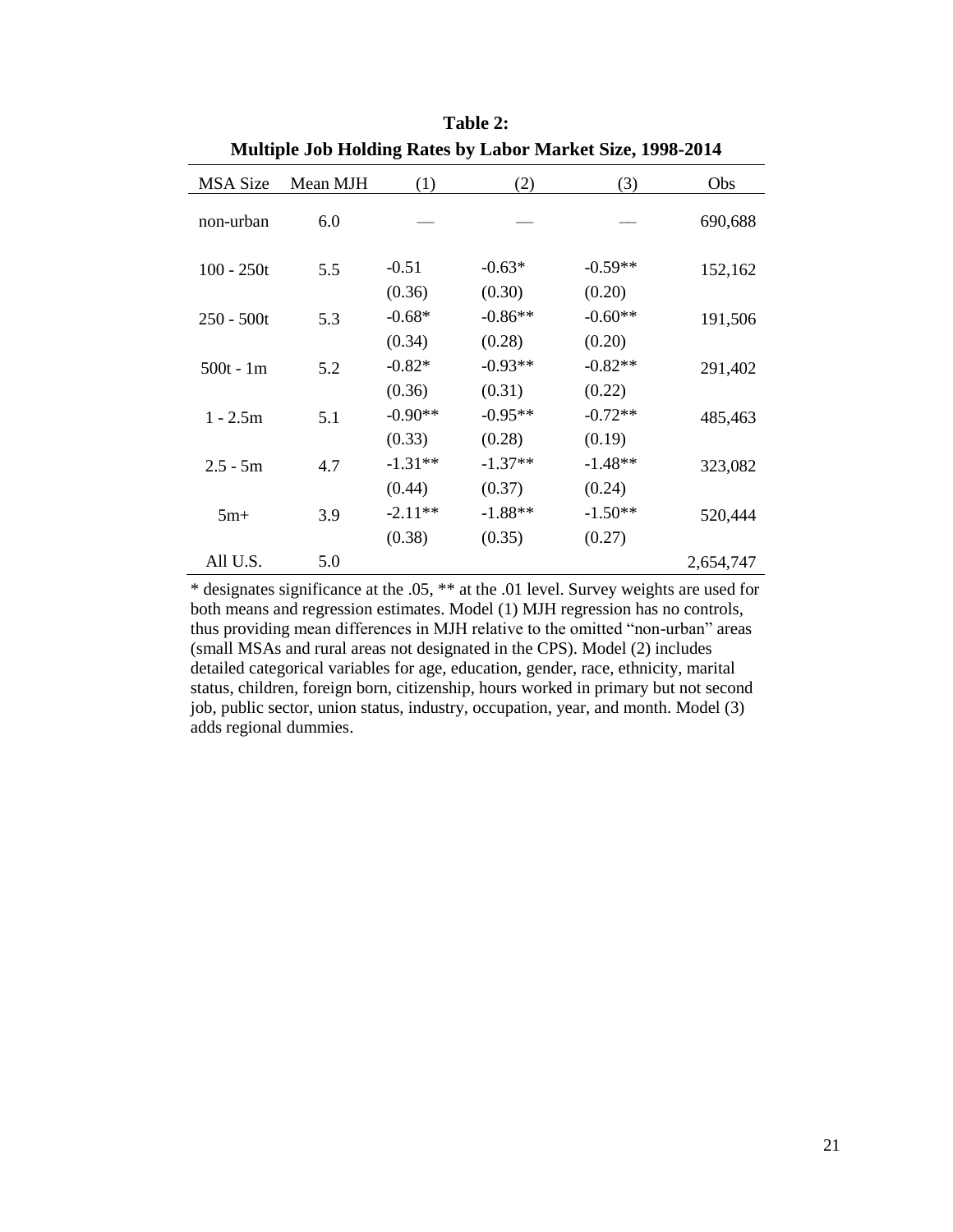**Table 2:**
**Multiple Job Holding Rates by Labor Market Size, 1998-2014**

| MSA Size | Mean MJH | (1) | (2) | (3) | Obs |
|---|---|---|---|---|---|
| non-urban | 6.0 | — | — | — | 690,688 |
| 100 - 250t | 5.5 | -0.51 | -0.63* | -0.59** | 152,162 |
| | | (0.36) | (0.30) | (0.20) | |
| 250 - 500t | 5.3 | -0.68* | -0.86** | -0.60** | 191,506 |
| | | (0.34) | (0.28) | (0.20) | |
| 500t - 1m | 5.2 | -0.82* | -0.93** | -0.82** | 291,402 |
| | | (0.36) | (0.31) | (0.22) | |
| 1 - 2.5m | 5.1 | -0.90** | -0.95** | -0.72** | 485,463 |
| | | (0.33) | (0.28) | (0.19) | |
| 2.5 - 5m | 4.7 | -1.31** | -1.37** | -1.48** | 323,082 |
| | | (0.44) | (0.37) | (0.24) | |
| 5m+ | 3.9 | -2.11** | -1.88** | -1.50** | 520,444 |
| | | (0.38) | (0.35) | (0.27) | |
| All U.S. | 5.0 | | | | 2,654,747 |

* designates significance at the .05, ** at the .01 level. Survey weights are used for both means and regression estimates. Model (1) MJH regression has no controls, thus providing mean differences in MJH relative to the omitted "non-urban" areas (small MSAs and rural areas not designated in the CPS). Model (2) includes detailed categorical variables for age, education, gender, race, ethnicity, marital status, children, foreign born, citizenship, hours worked in primary but not second job, public sector, union status, industry, occupation, year, and month. Model (3) adds regional dummies.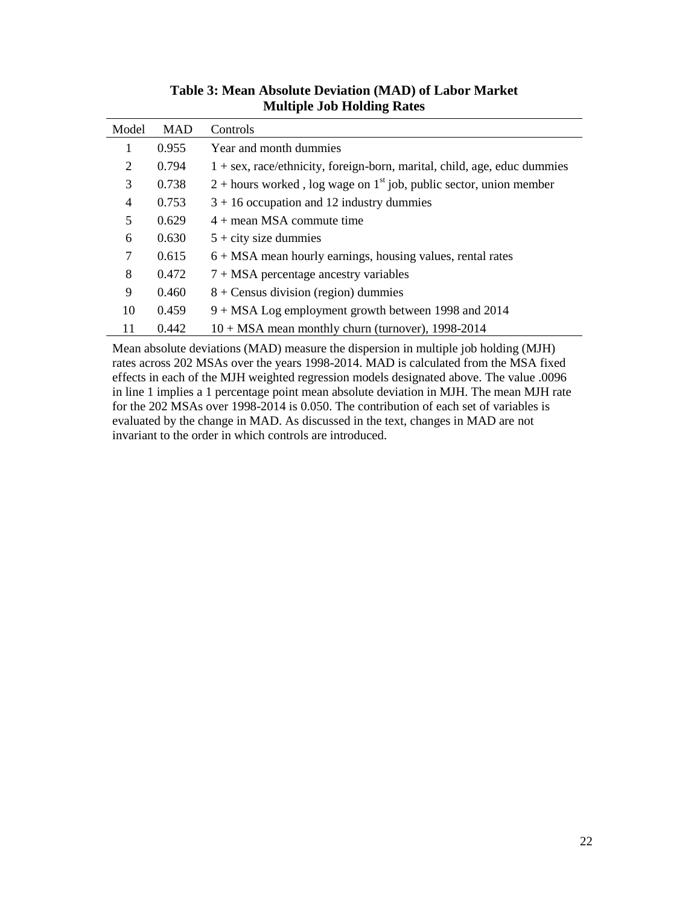**Table 3: Mean Absolute Deviation (MAD) of Labor Market Multiple Job Holding Rates**

| Model | MAD | Controls |
|---|---|---|
| 1 | 0.955 | Year and month dummies |
| 2 | 0.794 | 1 + sex, race/ethnicity, foreign-born, marital, child, age, educ dummies |
| 3 | 0.738 | 2 + hours worked , log wage on 1st job, public sector, union member |
| 4 | 0.753 | 3 + 16 occupation and 12 industry dummies |
| 5 | 0.629 | 4 + mean MSA commute time |
| 6 | 0.630 | 5 + city size dummies |
| 7 | 0.615 | 6 + MSA mean hourly earnings, housing values, rental rates |
| 8 | 0.472 | 7 + MSA percentage ancestry variables |
| 9 | 0.460 | 8 + Census division (region) dummies |
| 10 | 0.459 | 9 + MSA Log employment growth between 1998 and 2014 |
| 11 | 0.442 | 10 + MSA mean monthly churn (turnover), 1998-2014 |

Mean absolute deviations (MAD) measure the dispersion in multiple job holding (MJH) rates across 202 MSAs over the years 1998-2014. MAD is calculated from the MSA fixed effects in each of the MJH weighted regression models designated above. The value .0096 in line 1 implies a 1 percentage point mean absolute deviation in MJH. The mean MJH rate for the 202 MSAs over 1998-2014 is 0.050. The contribution of each set of variables is evaluated by the change in MAD. As discussed in the text, changes in MAD are not invariant to the order in which controls are introduced.